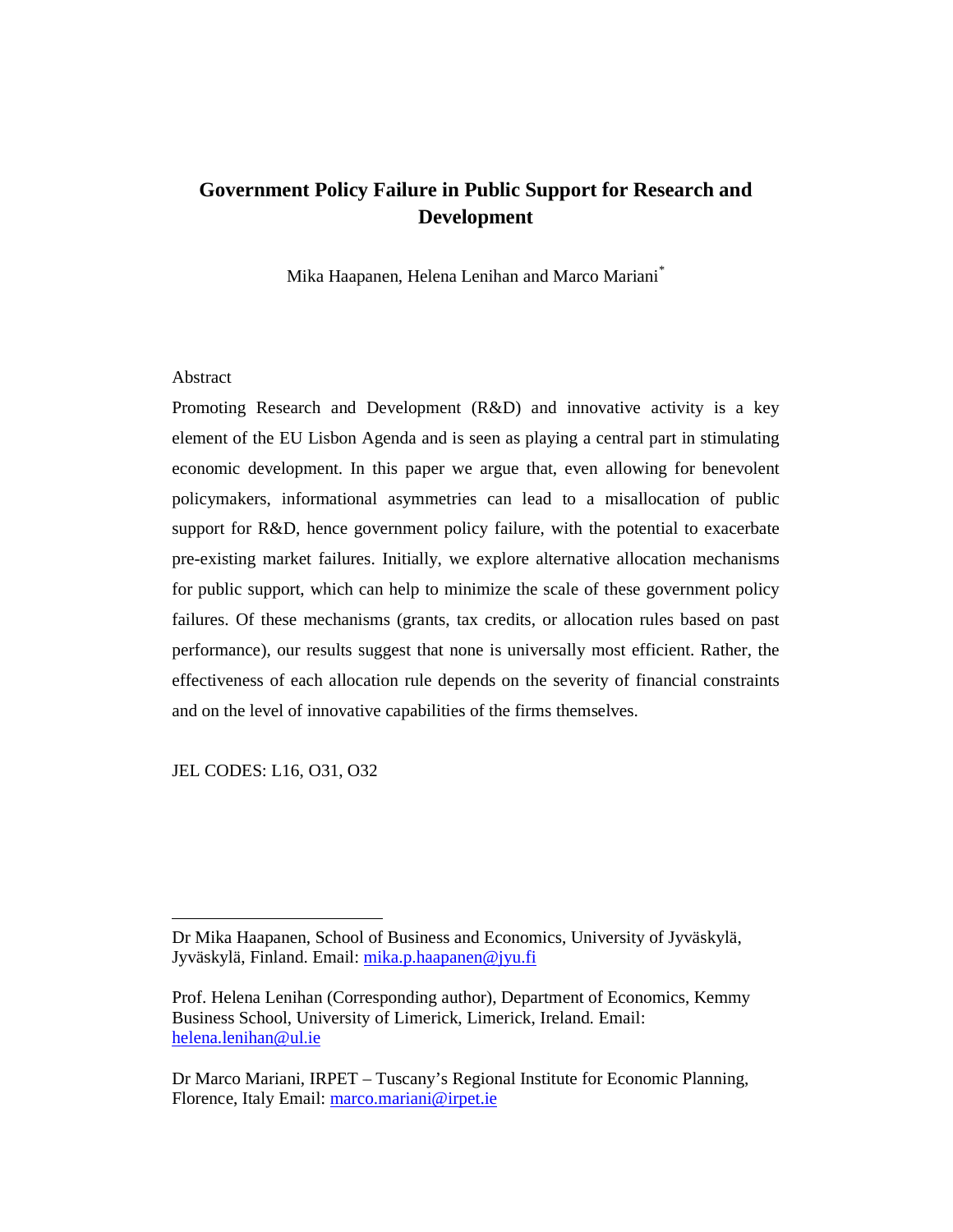# Government Policy Failure in Public Support for Research and Development

Mika Haapanen, Helena Lenihan and Marco Mariani[*]

Abstract

Promoting Research and Development (R&D) and innovative activity is a key element of the EU Lisbon Agenda and is seen as playing a central part in stimulating economic development. In this paper we argue that, even allowing for benevolent policymakers, informational asymmetries can lead to a misallocation of public support for R&D, hence government policy failure, with the potential to exacerbate pre-existing market failures. Initially, we explore alternative allocation mechanisms for public support, which can help to minimize the scale of these government policy failures. Of these mechanisms (grants, tax credits, or allocation rules based on past performance), our results suggest that none is universally most efficient. Rather, the effectiveness of each allocation rule depends on the severity of financial constraints and on the level of innovative capabilities of the firms themselves.

JEL CODES: L16, O31, O32

---

Dr Mika Haapanen, School of Business and Economics, University of Jyväskylä, Jyväskylä, Finland. Email: mika.p.haapanen@jyu.fi

Prof. Helena Lenihan (Corresponding author), Department of Economics, Kemmy Business School, University of Limerick, Limerick, Ireland. Email: helena.lenihan@ul.ie

Dr Marco Mariani, IRPET – Tuscany's Regional Institute for Economic Planning, Florence, Italy Email: marco.mariani@irpet.ie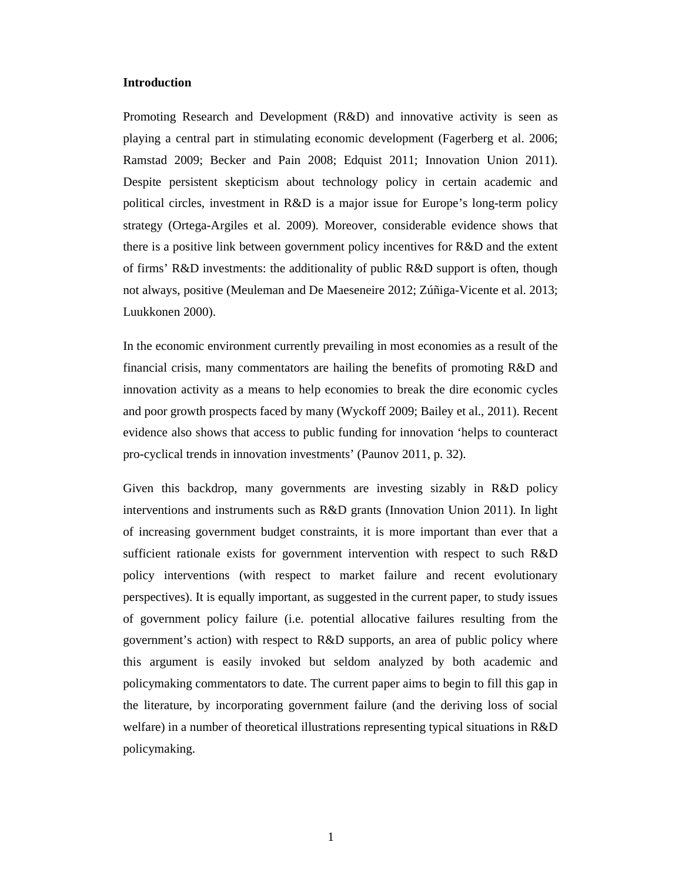**Introduction**

Promoting Research and Development (R&D) and innovative activity is seen as playing a central part in stimulating economic development (Fagerberg et al. 2006; Ramstad 2009; Becker and Pain 2008; Edquist 2011; Innovation Union 2011). Despite persistent skepticism about technology policy in certain academic and political circles, investment in R&D is a major issue for Europe's long-term policy strategy (Ortega-Argiles et al. 2009). Moreover, considerable evidence shows that there is a positive link between government policy incentives for R&D and the extent of firms' R&D investments: the additionality of public R&D support is often, though not always, positive (Meuleman and De Maeseneire 2012; Zúñiga-Vicente et al. 2013; Luukkonen 2000).

In the economic environment currently prevailing in most economies as a result of the financial crisis, many commentators are hailing the benefits of promoting R&D and innovation activity as a means to help economies to break the dire economic cycles and poor growth prospects faced by many (Wyckoff 2009; Bailey et al., 2011). Recent evidence also shows that access to public funding for innovation 'helps to counteract pro-cyclical trends in innovation investments' (Paunov 2011, p. 32).

Given this backdrop, many governments are investing sizably in R&D policy interventions and instruments such as R&D grants (Innovation Union 2011). In light of increasing government budget constraints, it is more important than ever that a sufficient rationale exists for government intervention with respect to such R&D policy interventions (with respect to market failure and recent evolutionary perspectives). It is equally important, as suggested in the current paper, to study issues of government policy failure (i.e. potential allocative failures resulting from the government's action) with respect to R&D supports, an area of public policy where this argument is easily invoked but seldom analyzed by both academic and policymaking commentators to date. The current paper aims to begin to fill this gap in the literature, by incorporating government failure (and the deriving loss of social welfare) in a number of theoretical illustrations representing typical situations in R&D policymaking.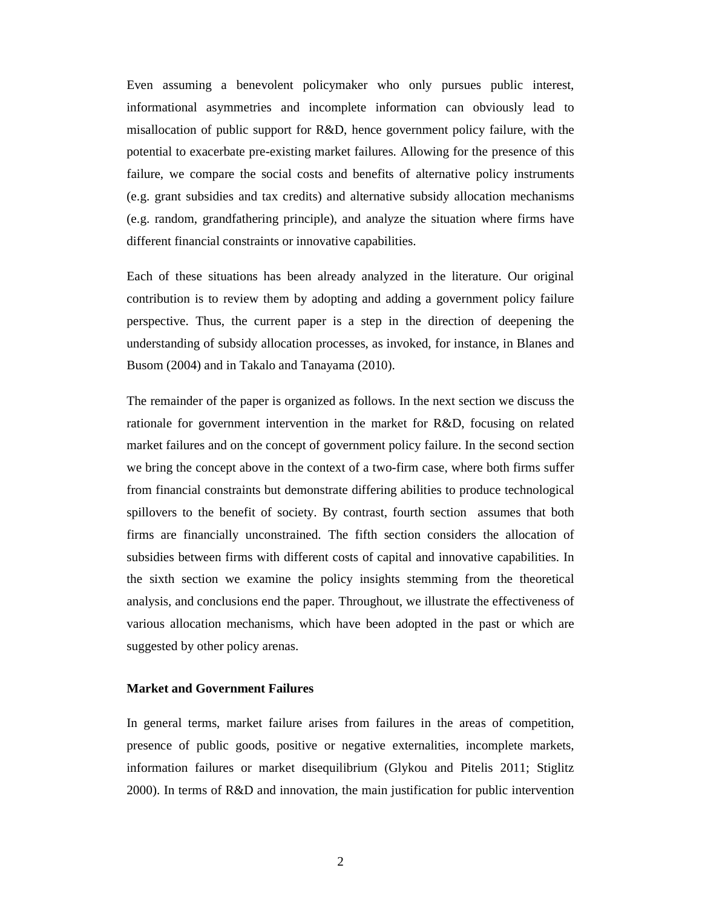Even assuming a benevolent policymaker who only pursues public interest, informational asymmetries and incomplete information can obviously lead to misallocation of public support for R&D, hence government policy failure, with the potential to exacerbate pre-existing market failures. Allowing for the presence of this failure, we compare the social costs and benefits of alternative policy instruments (e.g. grant subsidies and tax credits) and alternative subsidy allocation mechanisms (e.g. random, grandfathering principle), and analyze the situation where firms have different financial constraints or innovative capabilities.

Each of these situations has been already analyzed in the literature. Our original contribution is to review them by adopting and adding a government policy failure perspective. Thus, the current paper is a step in the direction of deepening the understanding of subsidy allocation processes, as invoked, for instance, in Blanes and Busom (2004) and in Takalo and Tanayama (2010).

The remainder of the paper is organized as follows. In the next section we discuss the rationale for government intervention in the market for R&D, focusing on related market failures and on the concept of government policy failure. In the second section we bring the concept above in the context of a two-firm case, where both firms suffer from financial constraints but demonstrate differing abilities to produce technological spillovers to the benefit of society. By contrast, fourth section assumes that both firms are financially unconstrained. The fifth section considers the allocation of subsidies between firms with different costs of capital and innovative capabilities. In the sixth section we examine the policy insights stemming from the theoretical analysis, and conclusions end the paper. Throughout, we illustrate the effectiveness of various allocation mechanisms, which have been adopted in the past or which are suggested by other policy arenas.

## Market and Government Failures

In general terms, market failure arises from failures in the areas of competition, presence of public goods, positive or negative externalities, incomplete markets, information failures or market disequilibrium (Glykou and Pitelis 2011; Stiglitz 2000). In terms of R&D and innovation, the main justification for public intervention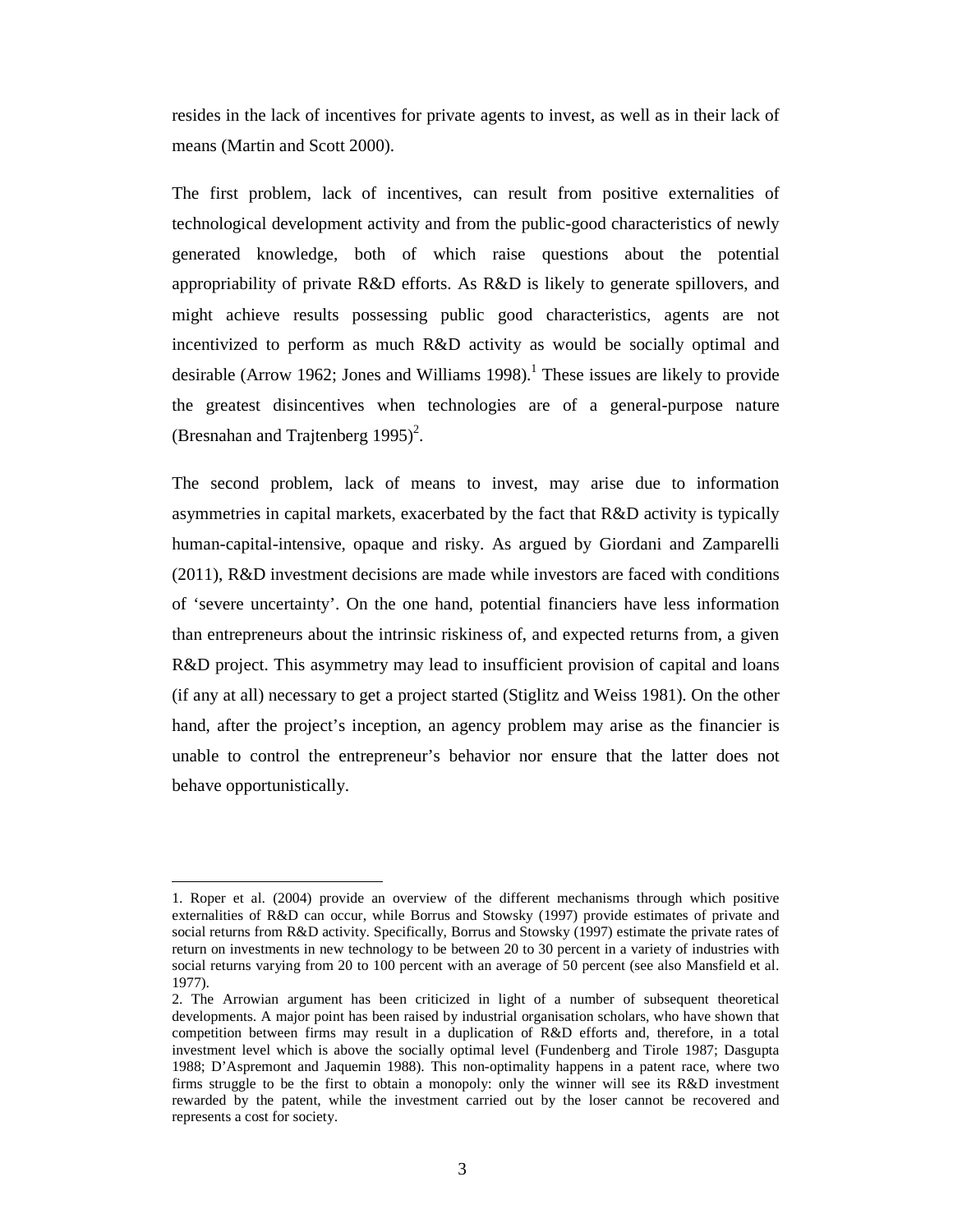resides in the lack of incentives for private agents to invest, as well as in their lack of means (Martin and Scott 2000).

The first problem, lack of incentives, can result from positive externalities of technological development activity and from the public-good characteristics of newly generated knowledge, both of which raise questions about the potential appropriability of private R&D efforts. As R&D is likely to generate spillovers, and might achieve results possessing public good characteristics, agents are not incentivized to perform as much R&D activity as would be socially optimal and desirable (Arrow 1962; Jones and Williams 1998).[1] These issues are likely to provide the greatest disincentives when technologies are of a general-purpose nature (Bresnahan and Trajtenberg 1995)[2].

The second problem, lack of means to invest, may arise due to information asymmetries in capital markets, exacerbated by the fact that R&D activity is typically human-capital-intensive, opaque and risky. As argued by Giordani and Zamparelli (2011), R&D investment decisions are made while investors are faced with conditions of 'severe uncertainty'. On the one hand, potential financiers have less information than entrepreneurs about the intrinsic riskiness of, and expected returns from, a given R&D project. This asymmetry may lead to insufficient provision of capital and loans (if any at all) necessary to get a project started (Stiglitz and Weiss 1981). On the other hand, after the project's inception, an agency problem may arise as the financier is unable to control the entrepreneur's behavior nor ensure that the latter does not behave opportunistically.

---

1. Roper et al. (2004) provide an overview of the different mechanisms through which positive externalities of R&D can occur, while Borrus and Stowsky (1997) provide estimates of private and social returns from R&D activity. Specifically, Borrus and Stowsky (1997) estimate the private rates of return on investments in new technology to be between 20 to 30 percent in a variety of industries with social returns varying from 20 to 100 percent with an average of 50 percent (see also Mansfield et al. 1977).

2. The Arrowian argument has been criticized in light of a number of subsequent theoretical developments. A major point has been raised by industrial organisation scholars, who have shown that competition between firms may result in a duplication of R&D efforts and, therefore, in a total investment level which is above the socially optimal level (Fundenberg and Tirole 1987; Dasgupta 1988; D'Aspremont and Jaquemin 1988). This non-optimality happens in a patent race, where two firms struggle to be the first to obtain a monopoly: only the winner will see its R&D investment rewarded by the patent, while the investment carried out by the loser cannot be recovered and represents a cost for society.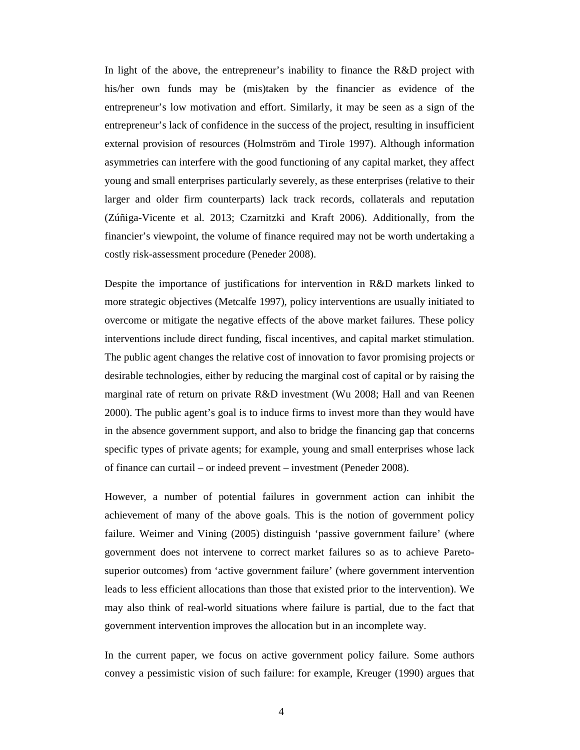In light of the above, the entrepreneur's inability to finance the R&D project with his/her own funds may be (mis)taken by the financier as evidence of the entrepreneur's low motivation and effort. Similarly, it may be seen as a sign of the entrepreneur's lack of confidence in the success of the project, resulting in insufficient external provision of resources (Holmström and Tirole 1997). Although information asymmetries can interfere with the good functioning of any capital market, they affect young and small enterprises particularly severely, as these enterprises (relative to their larger and older firm counterparts) lack track records, collaterals and reputation (Zúñiga-Vicente et al. 2013; Czarnitzki and Kraft 2006). Additionally, from the financier's viewpoint, the volume of finance required may not be worth undertaking a costly risk-assessment procedure (Peneder 2008).

Despite the importance of justifications for intervention in R&D markets linked to more strategic objectives (Metcalfe 1997), policy interventions are usually initiated to overcome or mitigate the negative effects of the above market failures. These policy interventions include direct funding, fiscal incentives, and capital market stimulation. The public agent changes the relative cost of innovation to favor promising projects or desirable technologies, either by reducing the marginal cost of capital or by raising the marginal rate of return on private R&D investment (Wu 2008; Hall and van Reenen 2000). The public agent's goal is to induce firms to invest more than they would have in the absence government support, and also to bridge the financing gap that concerns specific types of private agents; for example, young and small enterprises whose lack of finance can curtail – or indeed prevent – investment (Peneder 2008).

However, a number of potential failures in government action can inhibit the achievement of many of the above goals. This is the notion of government policy failure. Weimer and Vining (2005) distinguish 'passive government failure' (where government does not intervene to correct market failures so as to achieve Pareto-superior outcomes) from 'active government failure' (where government intervention leads to less efficient allocations than those that existed prior to the intervention). We may also think of real-world situations where failure is partial, due to the fact that government intervention improves the allocation but in an incomplete way.

In the current paper, we focus on active government policy failure. Some authors convey a pessimistic vision of such failure: for example, Kreuger (1990) argues that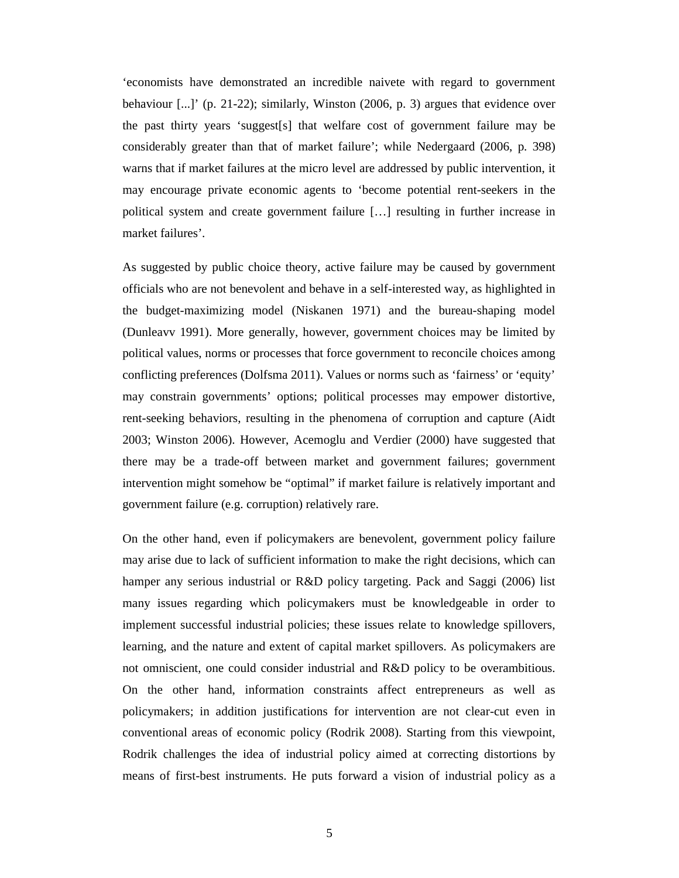'economists have demonstrated an incredible naivete with regard to government behaviour [...]' (p. 21-22); similarly, Winston (2006, p. 3) argues that evidence over the past thirty years 'suggest[s] that welfare cost of government failure may be considerably greater than that of market failure'; while Nedergaard (2006, p. 398) warns that if market failures at the micro level are addressed by public intervention, it may encourage private economic agents to 'become potential rent-seekers in the political system and create government failure […] resulting in further increase in market failures'.

As suggested by public choice theory, active failure may be caused by government officials who are not benevolent and behave in a self-interested way, as highlighted in the budget-maximizing model (Niskanen 1971) and the bureau-shaping model (Dunleavv 1991). More generally, however, government choices may be limited by political values, norms or processes that force government to reconcile choices among conflicting preferences (Dolfsma 2011). Values or norms such as 'fairness' or 'equity' may constrain governments' options; political processes may empower distortive, rent-seeking behaviors, resulting in the phenomena of corruption and capture (Aidt 2003; Winston 2006). However, Acemoglu and Verdier (2000) have suggested that there may be a trade-off between market and government failures; government intervention might somehow be "optimal" if market failure is relatively important and government failure (e.g. corruption) relatively rare.

On the other hand, even if policymakers are benevolent, government policy failure may arise due to lack of sufficient information to make the right decisions, which can hamper any serious industrial or R&D policy targeting. Pack and Saggi (2006) list many issues regarding which policymakers must be knowledgeable in order to implement successful industrial policies; these issues relate to knowledge spillovers, learning, and the nature and extent of capital market spillovers. As policymakers are not omniscient, one could consider industrial and R&D policy to be overambitious. On the other hand, information constraints affect entrepreneurs as well as policymakers; in addition justifications for intervention are not clear-cut even in conventional areas of economic policy (Rodrik 2008). Starting from this viewpoint, Rodrik challenges the idea of industrial policy aimed at correcting distortions by means of first-best instruments. He puts forward a vision of industrial policy as a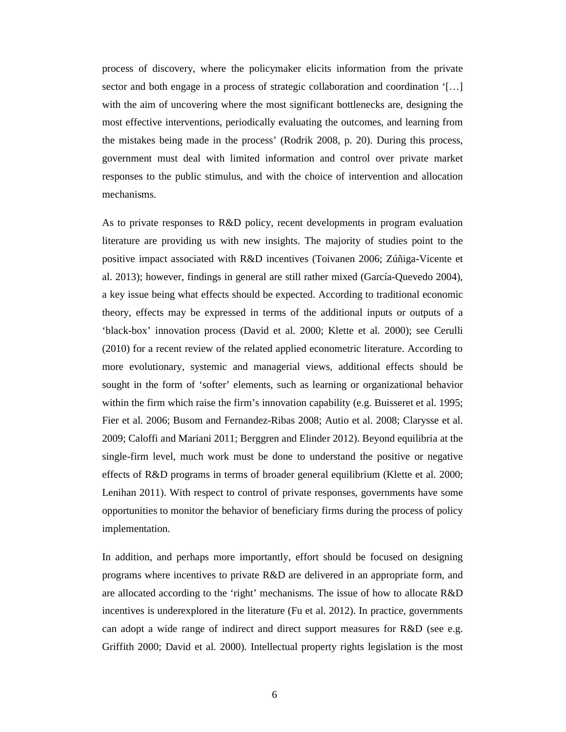process of discovery, where the policymaker elicits information from the private sector and both engage in a process of strategic collaboration and coordination '[…] with the aim of uncovering where the most significant bottlenecks are, designing the most effective interventions, periodically evaluating the outcomes, and learning from the mistakes being made in the process' (Rodrik 2008, p. 20). During this process, government must deal with limited information and control over private market responses to the public stimulus, and with the choice of intervention and allocation mechanisms.

As to private responses to R&D policy, recent developments in program evaluation literature are providing us with new insights. The majority of studies point to the positive impact associated with R&D incentives (Toivanen 2006; Zúñiga-Vicente et al. 2013); however, findings in general are still rather mixed (García-Quevedo 2004), a key issue being what effects should be expected. According to traditional economic theory, effects may be expressed in terms of the additional inputs or outputs of a 'black-box' innovation process (David et al. 2000; Klette et al. 2000); see Cerulli (2010) for a recent review of the related applied econometric literature. According to more evolutionary, systemic and managerial views, additional effects should be sought in the form of 'softer' elements, such as learning or organizational behavior within the firm which raise the firm's innovation capability (e.g. Buisseret et al. 1995; Fier et al. 2006; Busom and Fernandez-Ribas 2008; Autio et al. 2008; Clarysse et al. 2009; Caloffi and Mariani 2011; Berggren and Elinder 2012). Beyond equilibria at the single-firm level, much work must be done to understand the positive or negative effects of R&D programs in terms of broader general equilibrium (Klette et al. 2000; Lenihan 2011). With respect to control of private responses, governments have some opportunities to monitor the behavior of beneficiary firms during the process of policy implementation.

In addition, and perhaps more importantly, effort should be focused on designing programs where incentives to private R&D are delivered in an appropriate form, and are allocated according to the 'right' mechanisms. The issue of how to allocate R&D incentives is underexplored in the literature (Fu et al. 2012). In practice, governments can adopt a wide range of indirect and direct support measures for R&D (see e.g. Griffith 2000; David et al. 2000). Intellectual property rights legislation is the most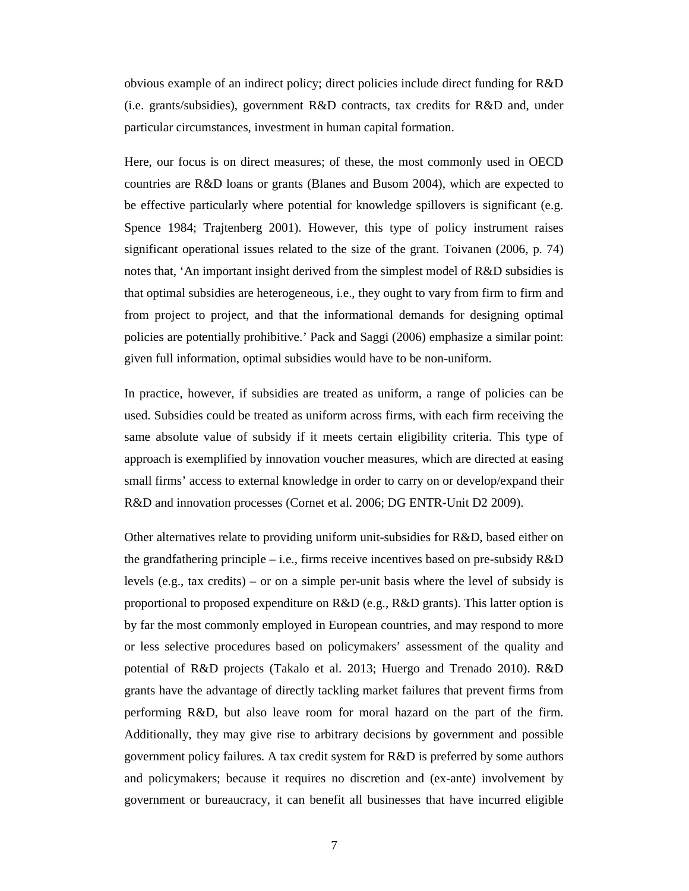obvious example of an indirect policy; direct policies include direct funding for R&D (i.e. grants/subsidies), government R&D contracts, tax credits for R&D and, under particular circumstances, investment in human capital formation.

Here, our focus is on direct measures; of these, the most commonly used in OECD countries are R&D loans or grants (Blanes and Busom 2004), which are expected to be effective particularly where potential for knowledge spillovers is significant (e.g. Spence 1984; Trajtenberg 2001). However, this type of policy instrument raises significant operational issues related to the size of the grant. Toivanen (2006, p. 74) notes that, 'An important insight derived from the simplest model of R&D subsidies is that optimal subsidies are heterogeneous, i.e., they ought to vary from firm to firm and from project to project, and that the informational demands for designing optimal policies are potentially prohibitive.' Pack and Saggi (2006) emphasize a similar point: given full information, optimal subsidies would have to be non-uniform.

In practice, however, if subsidies are treated as uniform, a range of policies can be used. Subsidies could be treated as uniform across firms, with each firm receiving the same absolute value of subsidy if it meets certain eligibility criteria. This type of approach is exemplified by innovation voucher measures, which are directed at easing small firms' access to external knowledge in order to carry on or develop/expand their R&D and innovation processes (Cornet et al. 2006; DG ENTR-Unit D2 2009).

Other alternatives relate to providing uniform unit-subsidies for R&D, based either on the grandfathering principle – i.e., firms receive incentives based on pre-subsidy R&D levels (e.g., tax credits) – or on a simple per-unit basis where the level of subsidy is proportional to proposed expenditure on R&D (e.g., R&D grants). This latter option is by far the most commonly employed in European countries, and may respond to more or less selective procedures based on policymakers' assessment of the quality and potential of R&D projects (Takalo et al. 2013; Huergo and Trenado 2010). R&D grants have the advantage of directly tackling market failures that prevent firms from performing R&D, but also leave room for moral hazard on the part of the firm. Additionally, they may give rise to arbitrary decisions by government and possible government policy failures. A tax credit system for R&D is preferred by some authors and policymakers; because it requires no discretion and (ex-ante) involvement by government or bureaucracy, it can benefit all businesses that have incurred eligible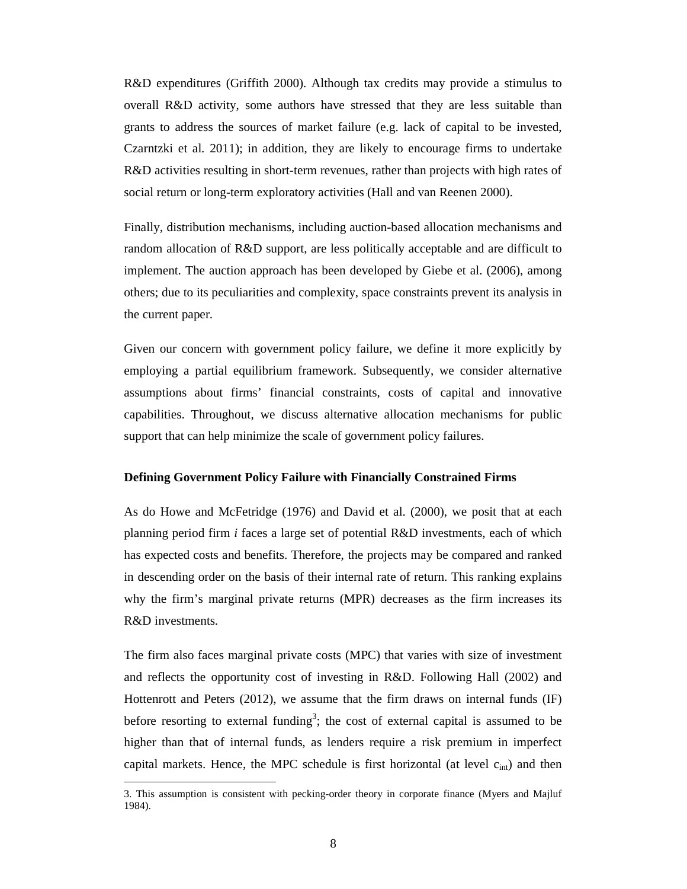R&D expenditures (Griffith 2000). Although tax credits may provide a stimulus to overall R&D activity, some authors have stressed that they are less suitable than grants to address the sources of market failure (e.g. lack of capital to be invested, Czarntzki et al. 2011); in addition, they are likely to encourage firms to undertake R&D activities resulting in short-term revenues, rather than projects with high rates of social return or long-term exploratory activities (Hall and van Reenen 2000).

Finally, distribution mechanisms, including auction-based allocation mechanisms and random allocation of R&D support, are less politically acceptable and are difficult to implement. The auction approach has been developed by Giebe et al. (2006), among others; due to its peculiarities and complexity, space constraints prevent its analysis in the current paper.

Given our concern with government policy failure, we define it more explicitly by employing a partial equilibrium framework. Subsequently, we consider alternative assumptions about firms' financial constraints, costs of capital and innovative capabilities. Throughout, we discuss alternative allocation mechanisms for public support that can help minimize the scale of government policy failures.

## Defining Government Policy Failure with Financially Constrained Firms

As do Howe and McFetridge (1976) and David et al. (2000), we posit that at each planning period firm *i* faces a large set of potential R&D investments, each of which has expected costs and benefits. Therefore, the projects may be compared and ranked in descending order on the basis of their internal rate of return. This ranking explains why the firm's marginal private returns (MPR) decreases as the firm increases its R&D investments.

The firm also faces marginal private costs (MPC) that varies with size of investment and reflects the opportunity cost of investing in R&D. Following Hall (2002) and Hottenrott and Peters (2012), we assume that the firm draws on internal funds (IF) before resorting to external funding[3]; the cost of external capital is assumed to be higher than that of internal funds, as lenders require a risk premium in imperfect capital markets. Hence, the MPC schedule is first horizontal (at level $c_{int}$) and then

3. This assumption is consistent with pecking-order theory in corporate finance (Myers and Majluf 1984).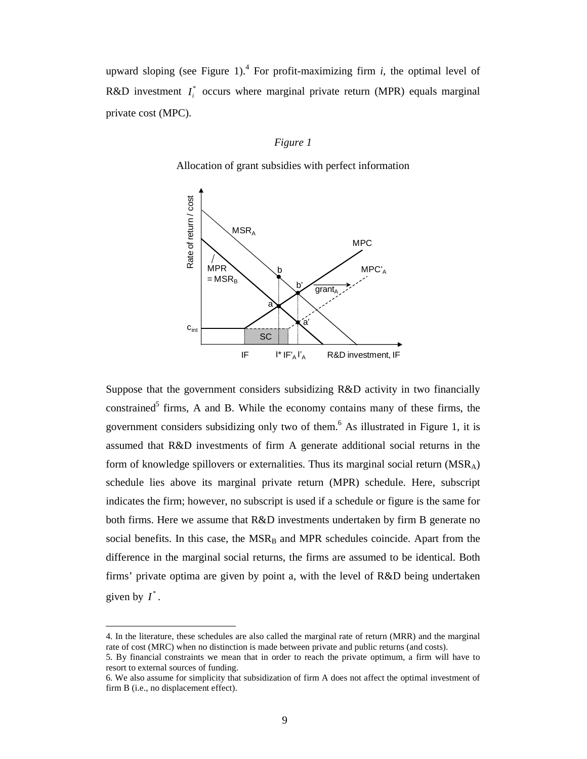upward sloping (see Figure 1).[4] For profit-maximizing firm *i*, the optimal level of R&D investment $I_i^*$ occurs where marginal private return (MPR) equals marginal private cost (MPC).

*Figure 1*

Allocation of grant subsidies with perfect information

Suppose that the government considers subsidizing R&D activity in two financially constrained[5] firms, A and B. While the economy contains many of these firms, the government considers subsidizing only two of them.[6] As illustrated in Figure 1, it is assumed that R&D investments of firm A generate additional social returns in the form of knowledge spillovers or externalities. Thus its marginal social return ($MSR_A$) schedule lies above its marginal private return (MPR) schedule. Here, subscript indicates the firm; however, no subscript is used if a schedule or figure is the same for both firms. Here we assume that R&D investments undertaken by firm B generate no social benefits. In this case, the $MSR_B$ and MPR schedules coincide. Apart from the difference in the marginal social returns, the firms are assumed to be identical. Both firms' private optima are given by point a, with the level of R&D being undertaken given by $I^*$.

4. In the literature, these schedules are also called the marginal rate of return (MRR) and the marginal rate of cost (MRC) when no distinction is made between private and public returns (and costs).

5. By financial constraints we mean that in order to reach the private optimum, a firm will have to resort to external sources of funding.

6. We also assume for simplicity that subsidization of firm A does not affect the optimal investment of firm B (i.e., no displacement effect).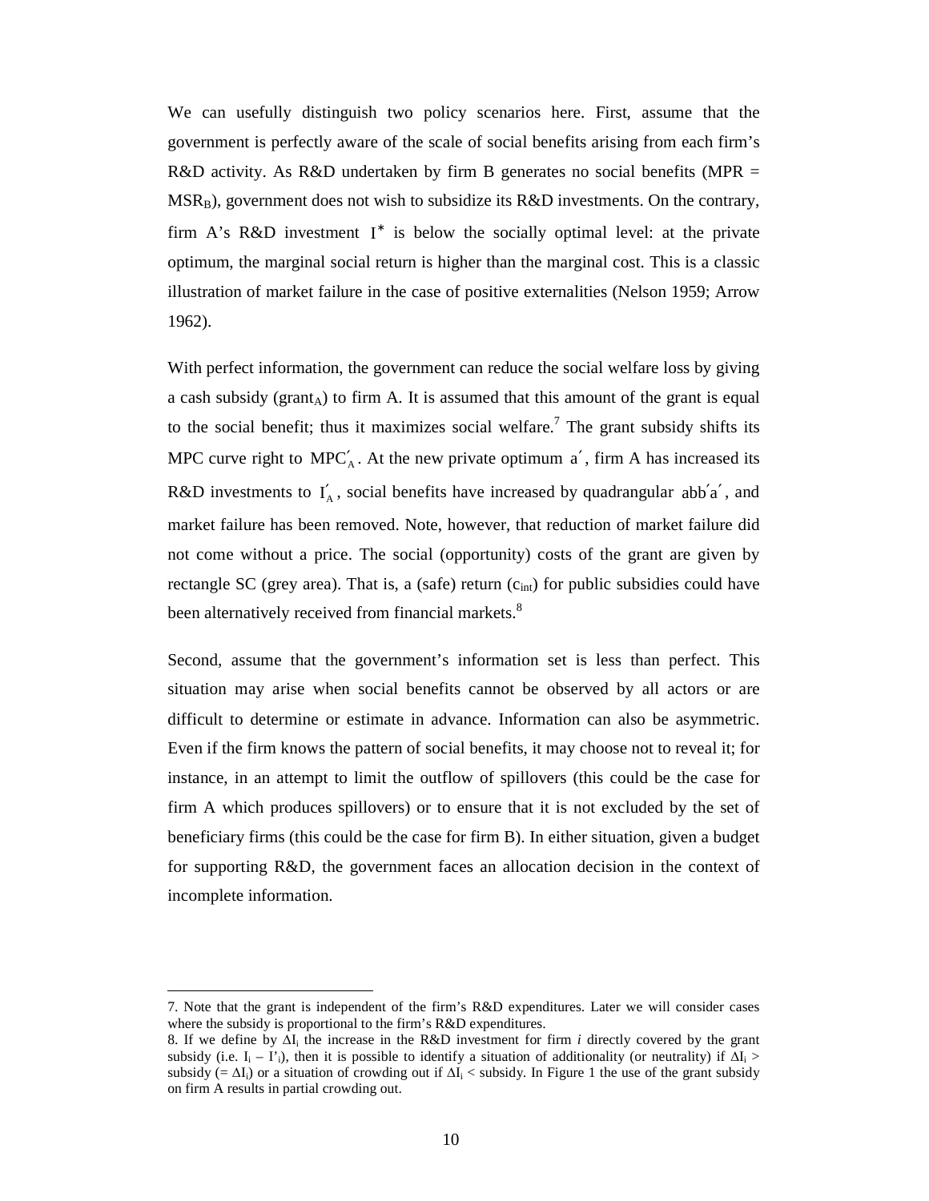We can usefully distinguish two policy scenarios here. First, assume that the government is perfectly aware of the scale of social benefits arising from each firm's R&D activity. As R&D undertaken by firm B generates no social benefits (MPR = $MSR_B$), government does not wish to subsidize its R&D investments. On the contrary, firm A's R&D investment $I^*$ is below the socially optimal level: at the private optimum, the marginal social return is higher than the marginal cost. This is a classic illustration of market failure in the case of positive externalities (Nelson 1959; Arrow 1962).

With perfect information, the government can reduce the social welfare loss by giving a cash subsidy ($grant_A$) to firm A. It is assumed that this amount of the grant is equal to the social benefit; thus it maximizes social welfare.[7] The grant subsidy shifts its MPC curve right to $MPC'_A$. At the new private optimum $a'$, firm A has increased its R&D investments to $I'_A$, social benefits have increased by quadrangular $abb'a'$, and market failure has been removed. Note, however, that reduction of market failure did not come without a price. The social (opportunity) costs of the grant are given by rectangle SC (grey area). That is, a (safe) return ($c_{int}$) for public subsidies could have been alternatively received from financial markets.[8]

Second, assume that the government's information set is less than perfect. This situation may arise when social benefits cannot be observed by all actors or are difficult to determine or estimate in advance. Information can also be asymmetric. Even if the firm knows the pattern of social benefits, it may choose not to reveal it; for instance, in an attempt to limit the outflow of spillovers (this could be the case for firm A which produces spillovers) or to ensure that it is not excluded by the set of beneficiary firms (this could be the case for firm B). In either situation, given a budget for supporting R&D, the government faces an allocation decision in the context of incomplete information.

---

7. Note that the grant is independent of the firm's R&D expenditures. Later we will consider cases where the subsidy is proportional to the firm's R&D expenditures.

8. If we define by $\Delta I_i$ the increase in the R&D investment for firm *i* directly covered by the grant subsidy (i.e. $I_i - I'_i$), then it is possible to identify a situation of additionality (or neutrality) if $\Delta I_i >$ subsidy ($= \Delta I_i$) or a situation of crowding out if $\Delta I_i <$ subsidy. In Figure 1 the use of the grant subsidy on firm A results in partial crowding out.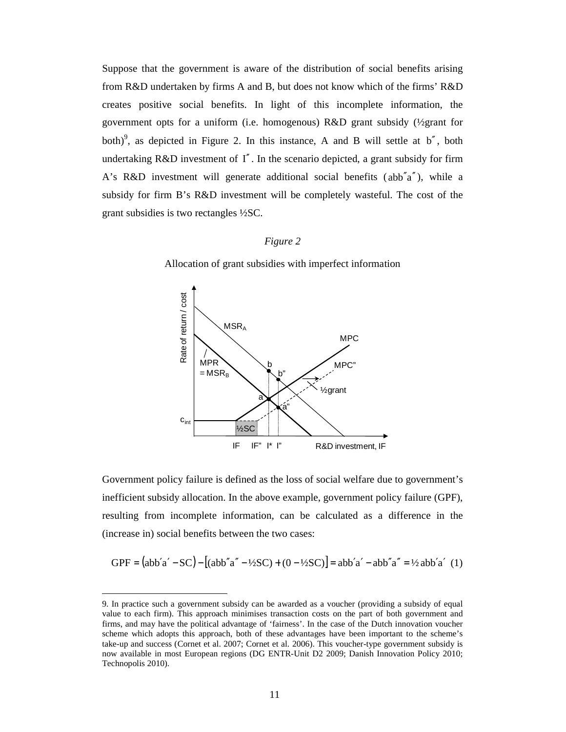Suppose that the government is aware of the distribution of social benefits arising from R&D undertaken by firms A and B, but does not know which of the firms' R&D creates positive social benefits. In light of this incomplete information, the government opts for a uniform (i.e. homogenous) R&D grant subsidy (½grant for both)[9], as depicted in Figure 2. In this instance, A and B will settle at $b''$, both undertaking R&D investment of $I''$. In the scenario depicted, a grant subsidy for firm A's R&D investment will generate additional social benefits ($abb''a''$), while a subsidy for firm B's R&D investment will be completely wasteful. The cost of the grant subsidies is two rectangles ½SC.

*Figure 2*

Allocation of grant subsidies with imperfect information

Government policy failure is defined as the loss of social welfare due to government's inefficient subsidy allocation. In the above example, government policy failure (GPF), resulting from incomplete information, can be calculated as a difference in the (increase in) social benefits between the two cases:

$$\text{GPF} = (\text{abb}'\text{a}' - \text{SC}) - [(\text{abb}''\text{a}'' - \tfrac{1}{2}\text{SC}) + (0 - \tfrac{1}{2}\text{SC})] = \text{abb}'\text{a}' - \text{abb}''\text{a}'' = \tfrac{1}{2}\,\text{abb}'\text{a}' \quad (1)$$

9. In practice such a government subsidy can be awarded as a voucher (providing a subsidy of equal value to each firm). This approach minimises transaction costs on the part of both government and firms, and may have the political advantage of 'fairness'. In the case of the Dutch innovation voucher scheme which adopts this approach, both of these advantages have been important to the scheme's take-up and success (Cornet et al. 2007; Cornet et al. 2006). This voucher-type government subsidy is now available in most European regions (DG ENTR-Unit D2 2009; Danish Innovation Policy 2010; Technopolis 2010).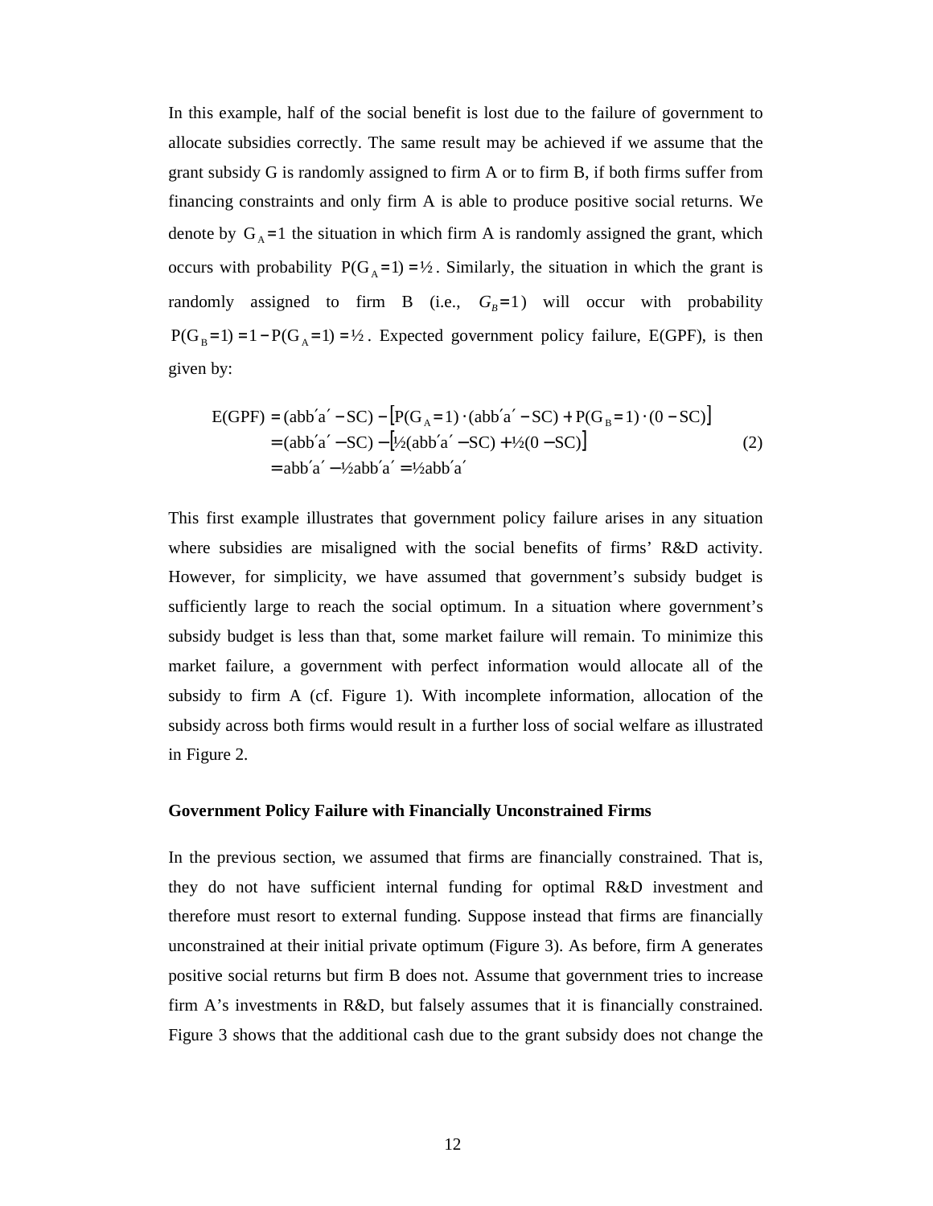In this example, half of the social benefit is lost due to the failure of government to allocate subsidies correctly. The same result may be achieved if we assume that the grant subsidy G is randomly assigned to firm A or to firm B, if both firms suffer from financing constraints and only firm A is able to produce positive social returns. We denote by $G_A = 1$ the situation in which firm A is randomly assigned the grant, which occurs with probability $P(G_A = 1) = ½$. Similarly, the situation in which the grant is randomly assigned to firm B (i.e., $G_B = 1$) will occur with probability $P(G_B = 1) = 1 - P(G_A = 1) = ½$. Expected government policy failure, E(GPF), is then given by:

$$
\begin{aligned}
E(GPF) &= (abb'a' - SC) - \left[P(G_A = 1) \cdot (abb'a' - SC) + P(G_B = 1) \cdot (0 - SC)\right] \\
&= (abb'a' - SC) - \left[½(abb'a' - SC) + ½(0 - SC)\right] \\
&= abb'a' - ½abb'a' = ½abb'a'
\end{aligned}
\tag{2}
$$

This first example illustrates that government policy failure arises in any situation where subsidies are misaligned with the social benefits of firms' R&D activity. However, for simplicity, we have assumed that government's subsidy budget is sufficiently large to reach the social optimum. In a situation where government's subsidy budget is less than that, some market failure will remain. To minimize this market failure, a government with perfect information would allocate all of the subsidy to firm A (cf. Figure 1). With incomplete information, allocation of the subsidy across both firms would result in a further loss of social welfare as illustrated in Figure 2.

**Government Policy Failure with Financially Unconstrained Firms**

In the previous section, we assumed that firms are financially constrained. That is, they do not have sufficient internal funding for optimal R&D investment and therefore must resort to external funding. Suppose instead that firms are financially unconstrained at their initial private optimum (Figure 3). As before, firm A generates positive social returns but firm B does not. Assume that government tries to increase firm A's investments in R&D, but falsely assumes that it is financially constrained. Figure 3 shows that the additional cash due to the grant subsidy does not change the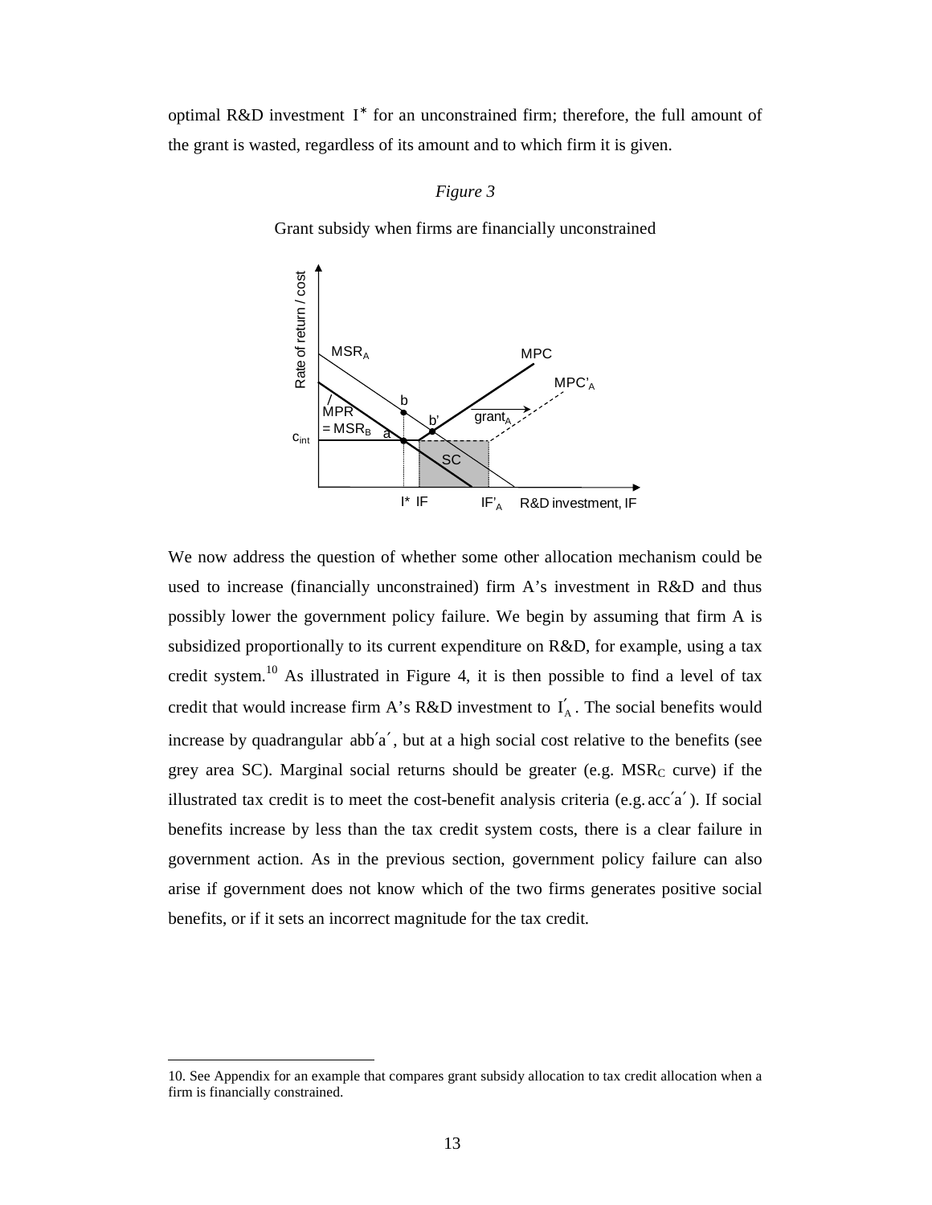optimal R&D investment $I^*$ for an unconstrained firm; therefore, the full amount of the grant is wasted, regardless of its amount and to which firm it is given.

*Figure 3*

Grant subsidy when firms are financially unconstrained

We now address the question of whether some other allocation mechanism could be used to increase (financially unconstrained) firm A's investment in R&D and thus possibly lower the government policy failure. We begin by assuming that firm A is subsidized proportionally to its current expenditure on R&D, for example, using a tax credit system.[10] As illustrated in Figure 4, it is then possible to find a level of tax credit that would increase firm A's R&D investment to $I'_A$. The social benefits would increase by quadrangular $abb'a'$, but at a high social cost relative to the benefits (see grey area SC). Marginal social returns should be greater (e.g. $MSR_C$ curve) if the illustrated tax credit is to meet the cost-benefit analysis criteria (e.g. $acc'a'$). If social benefits increase by less than the tax credit system costs, there is a clear failure in government action. As in the previous section, government policy failure can also arise if government does not know which of the two firms generates positive social benefits, or if it sets an incorrect magnitude for the tax credit.

---

10. See Appendix for an example that compares grant subsidy allocation to tax credit allocation when a firm is financially constrained.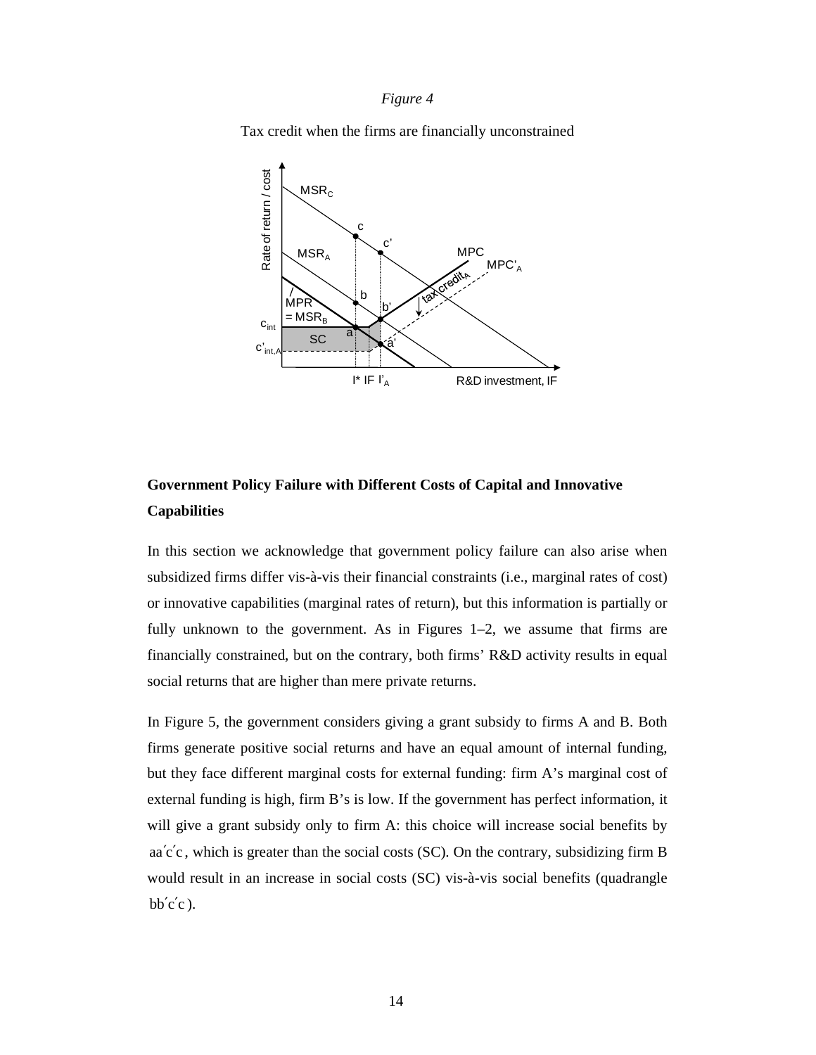*Figure 4*

Tax credit when the firms are financially unconstrained

## Government Policy Failure with Different Costs of Capital and Innovative Capabilities

In this section we acknowledge that government policy failure can also arise when subsidized firms differ vis-à-vis their financial constraints (i.e., marginal rates of cost) or innovative capabilities (marginal rates of return), but this information is partially or fully unknown to the government. As in Figures 1–2, we assume that firms are financially constrained, but on the contrary, both firms' R&D activity results in equal social returns that are higher than mere private returns.

In Figure 5, the government considers giving a grant subsidy to firms A and B. Both firms generate positive social returns and have an equal amount of internal funding, but they face different marginal costs for external funding: firm A's marginal cost of external funding is high, firm B's is low. If the government has perfect information, it will give a grant subsidy only to firm A: this choice will increase social benefits by $aa'c'c$, which is greater than the social costs (SC). On the contrary, subsidizing firm B would result in an increase in social costs (SC) vis-à-vis social benefits (quadrangle $bb'c'c$).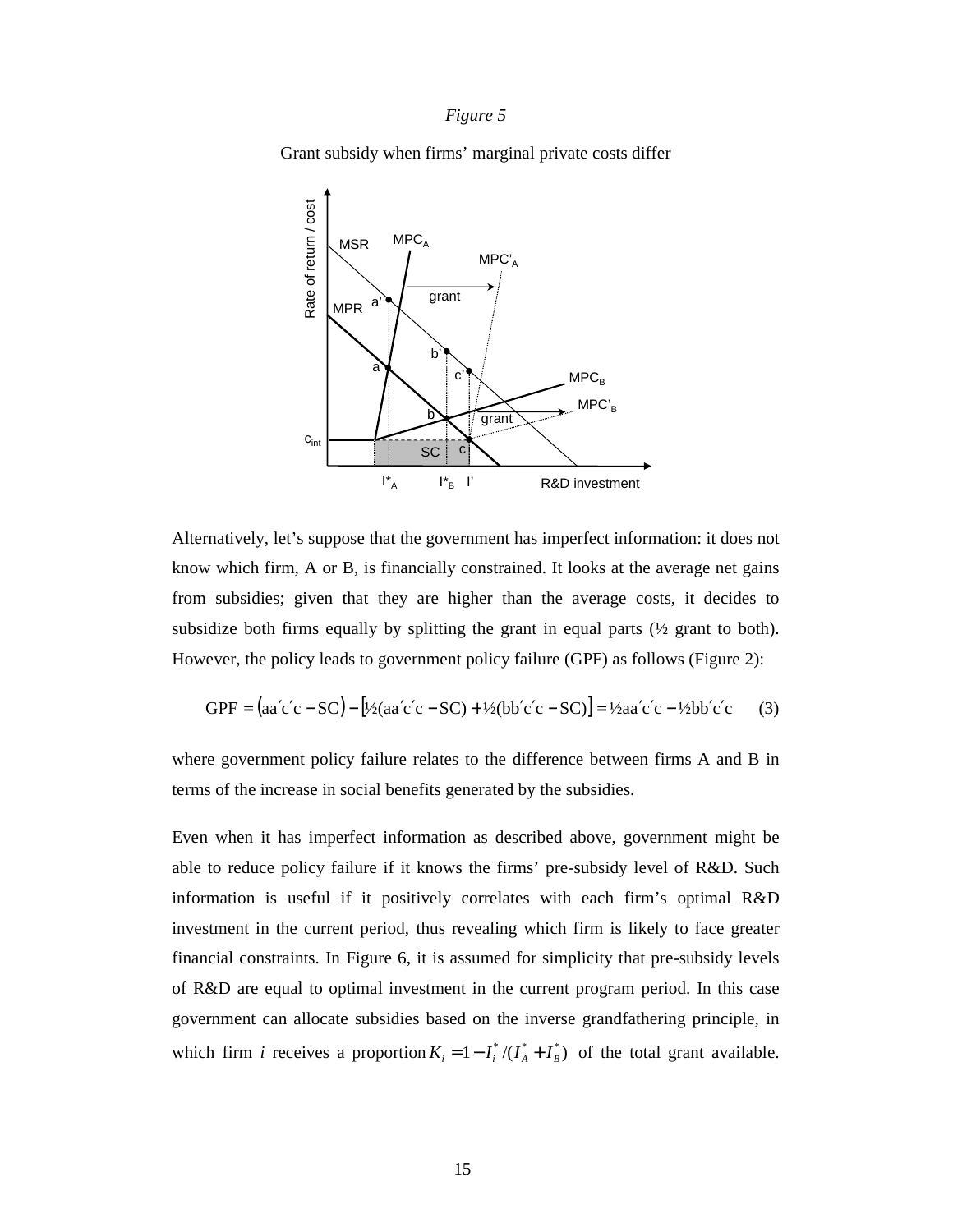*Figure 5*

Grant subsidy when firms' marginal private costs differ

Alternatively, let's suppose that the government has imperfect information: it does not know which firm, A or B, is financially constrained. It looks at the average net gains from subsidies; given that they are higher than the average costs, it decides to subsidize both firms equally by splitting the grant in equal parts (½ grant to both). However, the policy leads to government policy failure (GPF) as follows (Figure 2):

$$\text{GPF} = \left(\text{aa}'\text{c}'\text{c} - \text{SC}\right) - \left[\tfrac{1}{2}(\text{aa}'\text{c}'\text{c} - \text{SC}) + \tfrac{1}{2}(\text{bb}'\text{c}'\text{c} - \text{SC})\right] = \tfrac{1}{2}\text{aa}'\text{c}'\text{c} - \tfrac{1}{2}\text{bb}'\text{c}'\text{c} \qquad (3)$$

where government policy failure relates to the difference between firms A and B in terms of the increase in social benefits generated by the subsidies.

Even when it has imperfect information as described above, government might be able to reduce policy failure if it knows the firms' pre-subsidy level of R&D. Such information is useful if it positively correlates with each firm's optimal R&D investment in the current period, thus revealing which firm is likely to face greater financial constraints. In Figure 6, it is assumed for simplicity that pre-subsidy levels of R&D are equal to optimal investment in the current program period. In this case government can allocate subsidies based on the inverse grandfathering principle, in which firm *i* receives a proportion $K_i = 1 - I_i^* / (I_A^* + I_B^*)$ of the total grant available.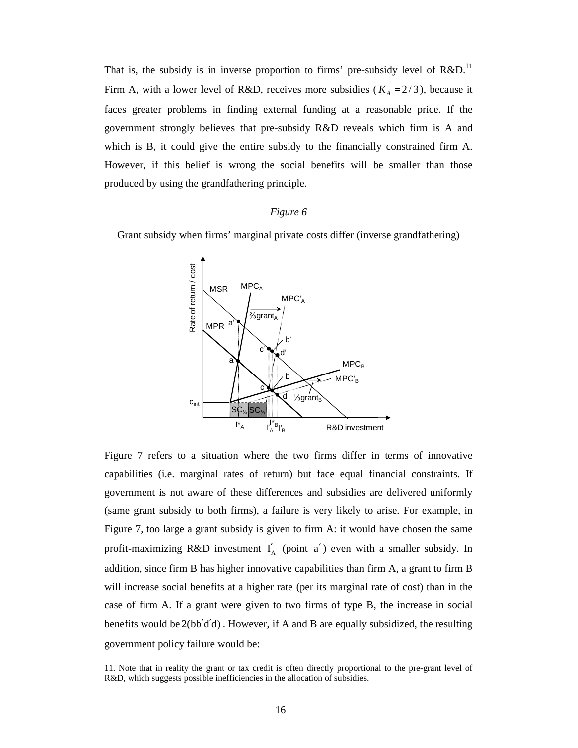That is, the subsidy is in inverse proportion to firms' pre-subsidy level of R&D.[11] Firm A, with a lower level of R&D, receives more subsidies ($K_A = 2/3$), because it faces greater problems in finding external funding at a reasonable price. If the government strongly believes that pre-subsidy R&D reveals which firm is A and which is B, it could give the entire subsidy to the financially constrained firm A. However, if this belief is wrong the social benefits will be smaller than those produced by using the grandfathering principle.

*Figure 6*

Grant subsidy when firms' marginal private costs differ (inverse grandfathering)

Figure 7 refers to a situation where the two firms differ in terms of innovative capabilities (i.e. marginal rates of return) but face equal financial constraints. If government is not aware of these differences and subsidies are delivered uniformly (same grant subsidy to both firms), a failure is very likely to arise. For example, in Figure 7, too large a grant subsidy is given to firm A: it would have chosen the same profit-maximizing R&D investment $I'_A$ (point $a'$) even with a smaller subsidy. In addition, since firm B has higher innovative capabilities than firm A, a grant to firm B will increase social benefits at a higher rate (per its marginal rate of cost) than in the case of firm A. If a grant were given to two firms of type B, the increase in social benefits would be $2(bb'd'd)$. However, if A and B are equally subsidized, the resulting government policy failure would be:

11. Note that in reality the grant or tax credit is often directly proportional to the pre-grant level of R&D, which suggests possible inefficiencies in the allocation of subsidies.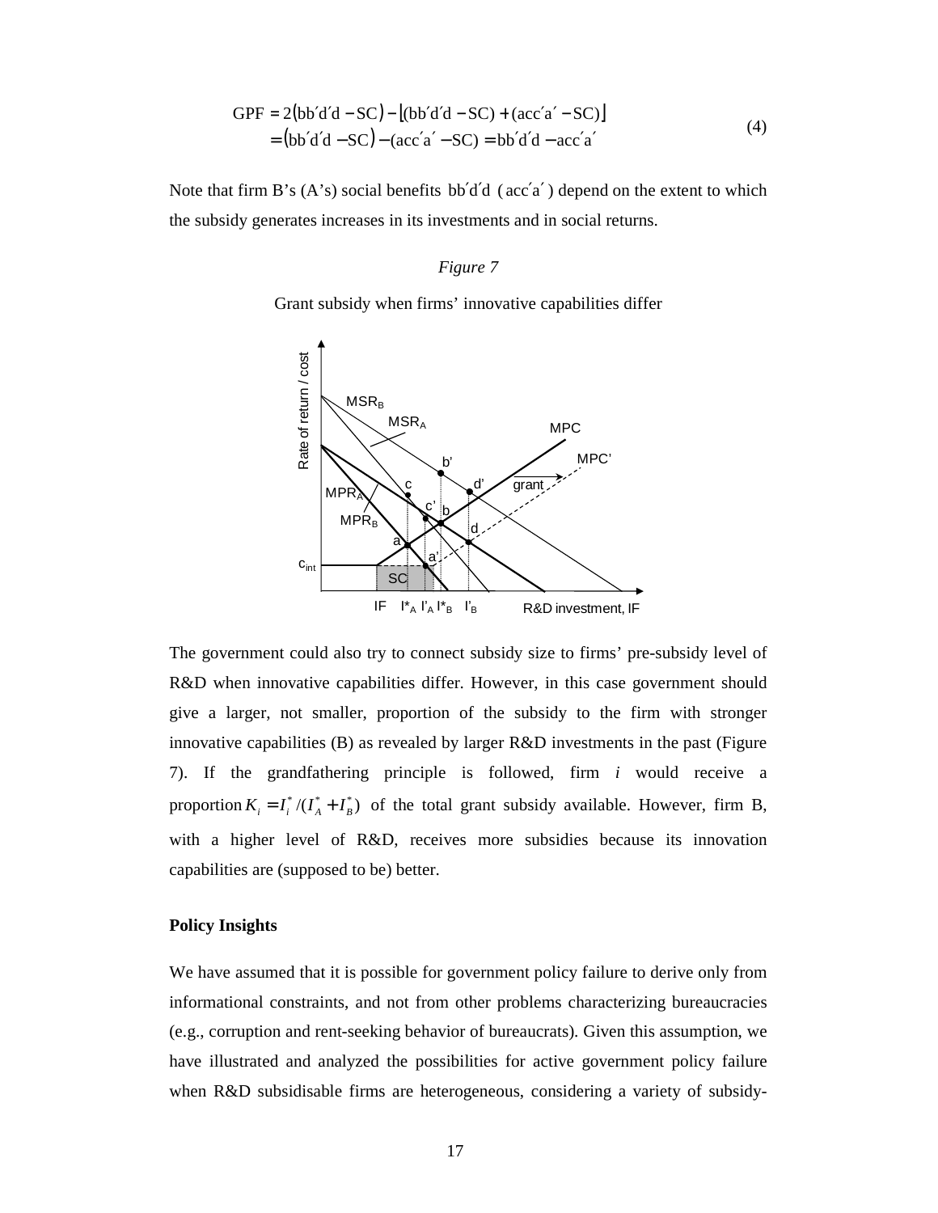$$\begin{aligned} \text{GPF} &= 2\big(\text{bb}'\text{d}'\text{d} - \text{SC}\big) - \big[(\text{bb}'\text{d}'\text{d} - \text{SC}) + (\text{acc}'\text{a}' - \text{SC})\big] \\ &= \big(\text{bb}'\text{d}'\text{d} - \text{SC}\big) - (\text{acc}'\text{a}' - \text{SC}) = \text{bb}'\text{d}'\text{d} - \text{acc}'\text{a}' \end{aligned} \tag{4}$$

Note that firm B's (A's) social benefits $\text{bb}'\text{d}'\text{d}$ ( $\text{acc}'\text{a}'$ ) depend on the extent to which the subsidy generates increases in its investments and in social returns.

*Figure 7*

Grant subsidy when firms' innovative capabilities differ

The government could also try to connect subsidy size to firms' pre-subsidy level of R&D when innovative capabilities differ. However, in this case government should give a larger, not smaller, proportion of the subsidy to the firm with stronger innovative capabilities (B) as revealed by larger R&D investments in the past (Figure 7). If the grandfathering principle is followed, firm *i* would receive a proportion $K_i = I_i^* / (I_A^* + I_B^*)$ of the total grant subsidy available. However, firm B, with a higher level of R&D, receives more subsidies because its innovation capabilities are (supposed to be) better.

**Policy Insights**

We have assumed that it is possible for government policy failure to derive only from informational constraints, and not from other problems characterizing bureaucracies (e.g., corruption and rent-seeking behavior of bureaucrats). Given this assumption, we have illustrated and analyzed the possibilities for active government policy failure when R&D subsidisable firms are heterogeneous, considering a variety of subsidy-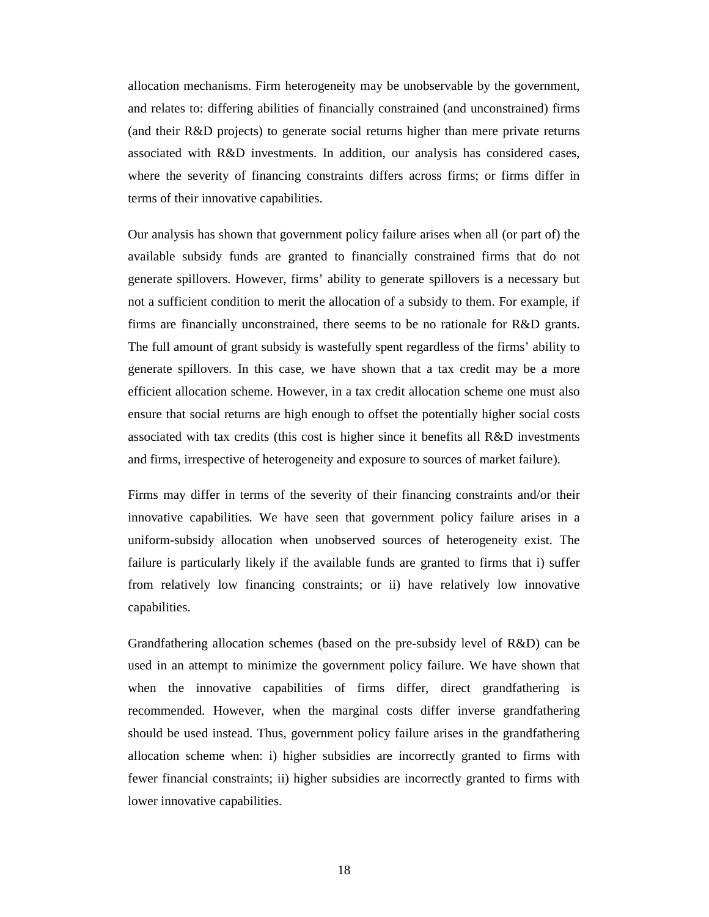allocation mechanisms. Firm heterogeneity may be unobservable by the government, and relates to: differing abilities of financially constrained (and unconstrained) firms (and their R&D projects) to generate social returns higher than mere private returns associated with R&D investments. In addition, our analysis has considered cases, where the severity of financing constraints differs across firms; or firms differ in terms of their innovative capabilities.

Our analysis has shown that government policy failure arises when all (or part of) the available subsidy funds are granted to financially constrained firms that do not generate spillovers. However, firms' ability to generate spillovers is a necessary but not a sufficient condition to merit the allocation of a subsidy to them. For example, if firms are financially unconstrained, there seems to be no rationale for R&D grants. The full amount of grant subsidy is wastefully spent regardless of the firms' ability to generate spillovers. In this case, we have shown that a tax credit may be a more efficient allocation scheme. However, in a tax credit allocation scheme one must also ensure that social returns are high enough to offset the potentially higher social costs associated with tax credits (this cost is higher since it benefits all R&D investments and firms, irrespective of heterogeneity and exposure to sources of market failure).

Firms may differ in terms of the severity of their financing constraints and/or their innovative capabilities. We have seen that government policy failure arises in a uniform-subsidy allocation when unobserved sources of heterogeneity exist. The failure is particularly likely if the available funds are granted to firms that i) suffer from relatively low financing constraints; or ii) have relatively low innovative capabilities.

Grandfathering allocation schemes (based on the pre-subsidy level of R&D) can be used in an attempt to minimize the government policy failure. We have shown that when the innovative capabilities of firms differ, direct grandfathering is recommended. However, when the marginal costs differ inverse grandfathering should be used instead. Thus, government policy failure arises in the grandfathering allocation scheme when: i) higher subsidies are incorrectly granted to firms with fewer financial constraints; ii) higher subsidies are incorrectly granted to firms with lower innovative capabilities.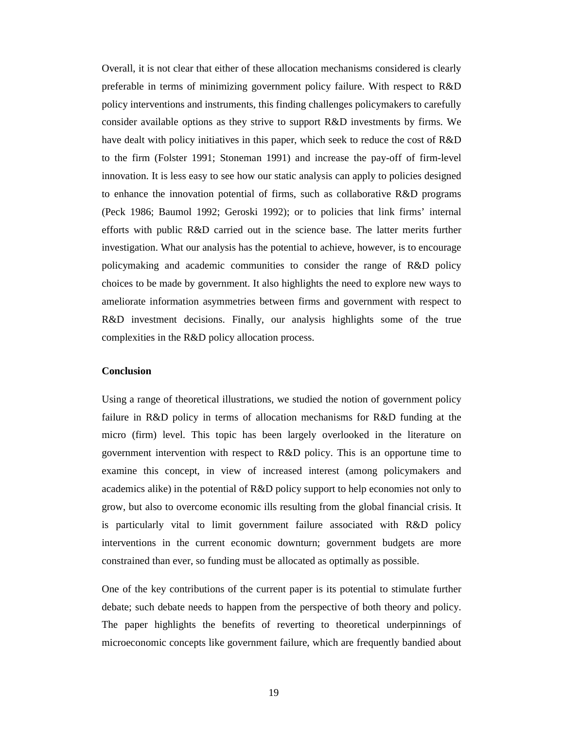Overall, it is not clear that either of these allocation mechanisms considered is clearly preferable in terms of minimizing government policy failure. With respect to R&D policy interventions and instruments, this finding challenges policymakers to carefully consider available options as they strive to support R&D investments by firms. We have dealt with policy initiatives in this paper, which seek to reduce the cost of R&D to the firm (Folster 1991; Stoneman 1991) and increase the pay-off of firm-level innovation. It is less easy to see how our static analysis can apply to policies designed to enhance the innovation potential of firms, such as collaborative R&D programs (Peck 1986; Baumol 1992; Geroski 1992); or to policies that link firms' internal efforts with public R&D carried out in the science base. The latter merits further investigation. What our analysis has the potential to achieve, however, is to encourage policymaking and academic communities to consider the range of R&D policy choices to be made by government. It also highlights the need to explore new ways to ameliorate information asymmetries between firms and government with respect to R&D investment decisions. Finally, our analysis highlights some of the true complexities in the R&D policy allocation process.

## Conclusion

Using a range of theoretical illustrations, we studied the notion of government policy failure in R&D policy in terms of allocation mechanisms for R&D funding at the micro (firm) level. This topic has been largely overlooked in the literature on government intervention with respect to R&D policy. This is an opportune time to examine this concept, in view of increased interest (among policymakers and academics alike) in the potential of R&D policy support to help economies not only to grow, but also to overcome economic ills resulting from the global financial crisis. It is particularly vital to limit government failure associated with R&D policy interventions in the current economic downturn; government budgets are more constrained than ever, so funding must be allocated as optimally as possible.

One of the key contributions of the current paper is its potential to stimulate further debate; such debate needs to happen from the perspective of both theory and policy. The paper highlights the benefits of reverting to theoretical underpinnings of microeconomic concepts like government failure, which are frequently bandied about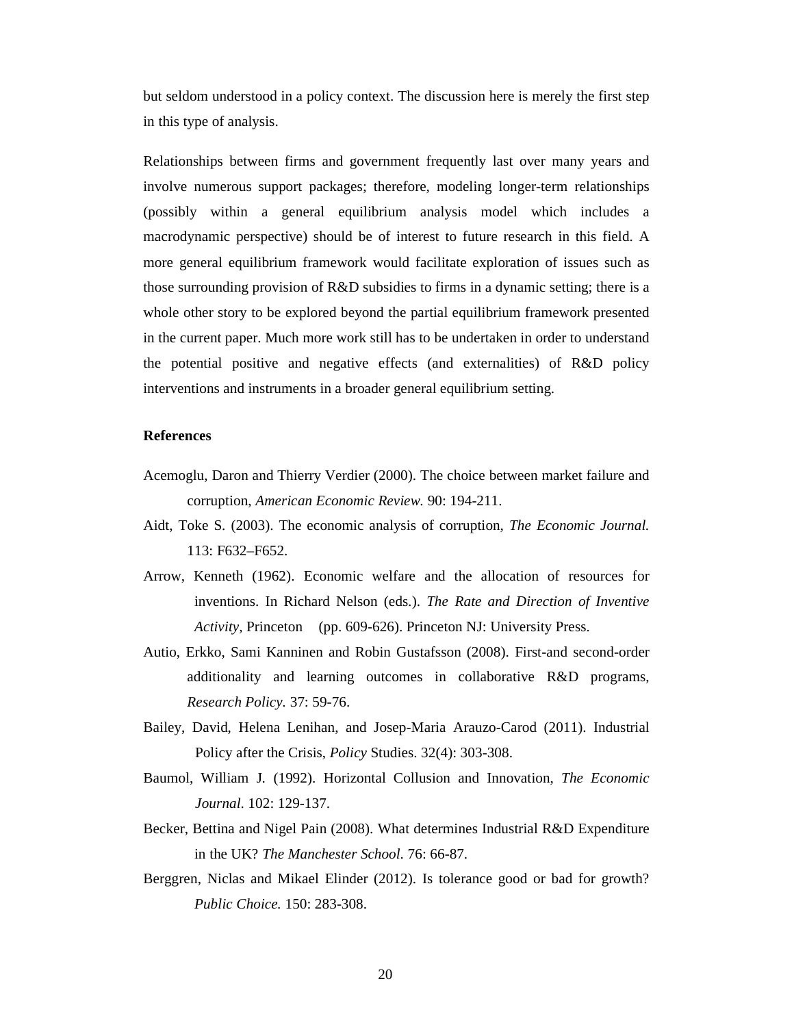but seldom understood in a policy context. The discussion here is merely the first step in this type of analysis.

Relationships between firms and government frequently last over many years and involve numerous support packages; therefore, modeling longer-term relationships (possibly within a general equilibrium analysis model which includes a macrodynamic perspective) should be of interest to future research in this field. A more general equilibrium framework would facilitate exploration of issues such as those surrounding provision of R&D subsidies to firms in a dynamic setting; there is a whole other story to be explored beyond the partial equilibrium framework presented in the current paper. Much more work still has to be undertaken in order to understand the potential positive and negative effects (and externalities) of R&D policy interventions and instruments in a broader general equilibrium setting.

**References**

Acemoglu, Daron and Thierry Verdier (2000). The choice between market failure and corruption, *American Economic Review.* 90: 194-211.

Aidt, Toke S. (2003). The economic analysis of corruption, *The Economic Journal.* 113: F632–F652.

Arrow, Kenneth (1962). Economic welfare and the allocation of resources for inventions. In Richard Nelson (eds.). *The Rate and Direction of Inventive Activity*, Princeton (pp. 609-626). Princeton NJ: University Press.

Autio, Erkko, Sami Kanninen and Robin Gustafsson (2008). First-and second-order additionality and learning outcomes in collaborative R&D programs, *Research Policy.* 37: 59-76.

Bailey, David, Helena Lenihan, and Josep-Maria Arauzo-Carod (2011). Industrial Policy after the Crisis, *Policy* Studies. 32(4): 303-308.

Baumol, William J. (1992). Horizontal Collusion and Innovation, *The Economic Journal*. 102: 129-137.

Becker, Bettina and Nigel Pain (2008). What determines Industrial R&D Expenditure in the UK? *The Manchester School*. 76: 66-87.

Berggren, Niclas and Mikael Elinder (2012). Is tolerance good or bad for growth? *Public Choice.* 150: 283-308.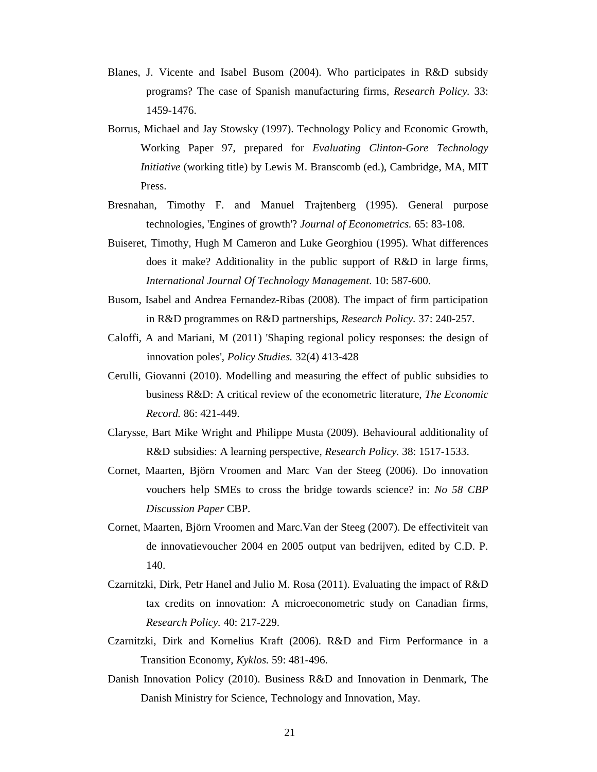Blanes, J. Vicente and Isabel Busom (2004). Who participates in R&D subsidy programs? The case of Spanish manufacturing firms, *Research Policy.* 33: 1459-1476.

Borrus, Michael and Jay Stowsky (1997). Technology Policy and Economic Growth, Working Paper 97, prepared for *Evaluating Clinton-Gore Technology Initiative* (working title) by Lewis M. Branscomb (ed.), Cambridge, MA, MIT Press.

Bresnahan, Timothy F. and Manuel Trajtenberg (1995). General purpose technologies, 'Engines of growth'? *Journal of Econometrics.* 65: 83-108.

Buiseret, Timothy, Hugh M Cameron and Luke Georghiou (1995). What differences does it make? Additionality in the public support of R&D in large firms, *International Journal Of Technology Management.* 10: 587-600.

Busom, Isabel and Andrea Fernandez-Ribas (2008). The impact of firm participation in R&D programmes on R&D partnerships, *Research Policy.* 37: 240-257.

Caloffi, A and Mariani, M (2011) 'Shaping regional policy responses: the design of innovation poles', *Policy Studies.* 32(4) 413-428

Cerulli, Giovanni (2010). Modelling and measuring the effect of public subsidies to business R&D: A critical review of the econometric literature, *The Economic Record.* 86: 421-449.

Clarysse, Bart Mike Wright and Philippe Musta (2009). Behavioural additionality of R&D subsidies: A learning perspective, *Research Policy.* 38: 1517-1533.

Cornet, Maarten, Björn Vroomen and Marc Van der Steeg (2006). Do innovation vouchers help SMEs to cross the bridge towards science? in: *No 58 CBP Discussion Paper* CBP.

Cornet, Maarten, Björn Vroomen and Marc.Van der Steeg (2007). De effectiviteit van de innovatievoucher 2004 en 2005 output van bedrijven, edited by C.D. P. 140.

Czarnitzki, Dirk, Petr Hanel and Julio M. Rosa (2011). Evaluating the impact of R&D tax credits on innovation: A microeconometric study on Canadian firms, *Research Policy.* 40: 217-229.

Czarnitzki, Dirk and Kornelius Kraft (2006). R&D and Firm Performance in a Transition Economy, *Kyklos.* 59: 481-496.

Danish Innovation Policy (2010). Business R&D and Innovation in Denmark, The Danish Ministry for Science, Technology and Innovation, May.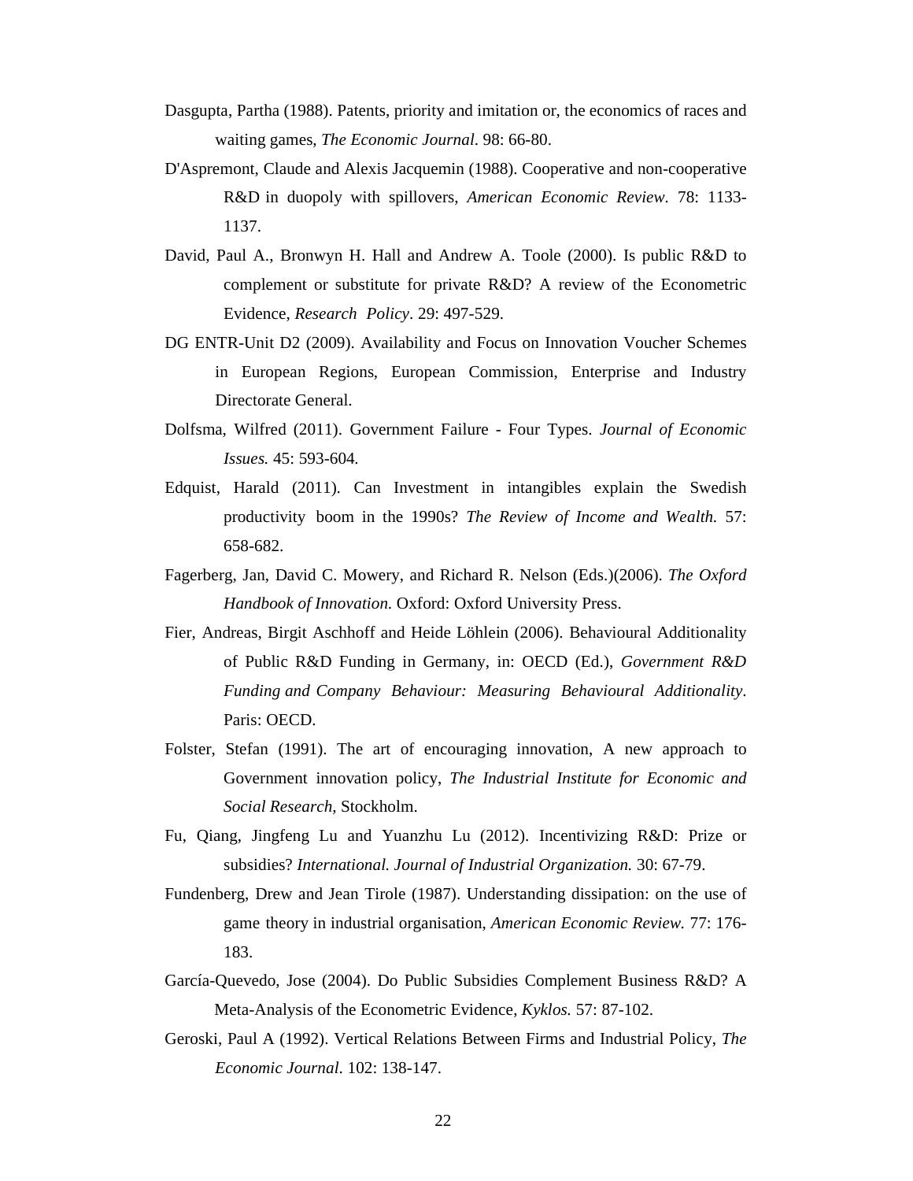Dasgupta, Partha (1988). Patents, priority and imitation or, the economics of races and waiting games, *The Economic Journal*. 98: 66-80.

D'Aspremont, Claude and Alexis Jacquemin (1988). Cooperative and non-cooperative R&D in duopoly with spillovers, *American Economic Review*. 78: 1133-1137.

David, Paul A., Bronwyn H. Hall and Andrew A. Toole (2000). Is public R&D to complement or substitute for private R&D? A review of the Econometric Evidence, *Research Policy*. 29: 497-529.

DG ENTR-Unit D2 (2009). Availability and Focus on Innovation Voucher Schemes in European Regions, European Commission, Enterprise and Industry Directorate General.

Dolfsma, Wilfred (2011). Government Failure - Four Types. *Journal of Economic Issues.* 45: 593-604.

Edquist, Harald (2011). Can Investment in intangibles explain the Swedish productivity boom in the 1990s? *The Review of Income and Wealth.* 57: 658-682.

Fagerberg, Jan, David C. Mowery, and Richard R. Nelson (Eds.)(2006). *The Oxford Handbook of Innovation.* Oxford: Oxford University Press.

Fier, Andreas, Birgit Aschhoff and Heide Löhlein (2006). Behavioural Additionality of Public R&D Funding in Germany, in: OECD (Ed.), *Government R&D Funding and Company Behaviour: Measuring Behavioural Additionality*. Paris: OECD.

Folster, Stefan (1991). The art of encouraging innovation, A new approach to Government innovation policy, *The Industrial Institute for Economic and Social Research*, Stockholm.

Fu, Qiang, Jingfeng Lu and Yuanzhu Lu (2012). Incentivizing R&D: Prize or subsidies? *International. Journal of Industrial Organization.* 30: 67-79.

Fundenberg, Drew and Jean Tirole (1987). Understanding dissipation: on the use of game theory in industrial organisation, *American Economic Review.* 77: 176-183.

García-Quevedo, Jose (2004). Do Public Subsidies Complement Business R&D? A Meta-Analysis of the Econometric Evidence, *Kyklos.* 57: 87-102.

Geroski, Paul A (1992). Vertical Relations Between Firms and Industrial Policy, *The Economic Journal*. 102: 138-147.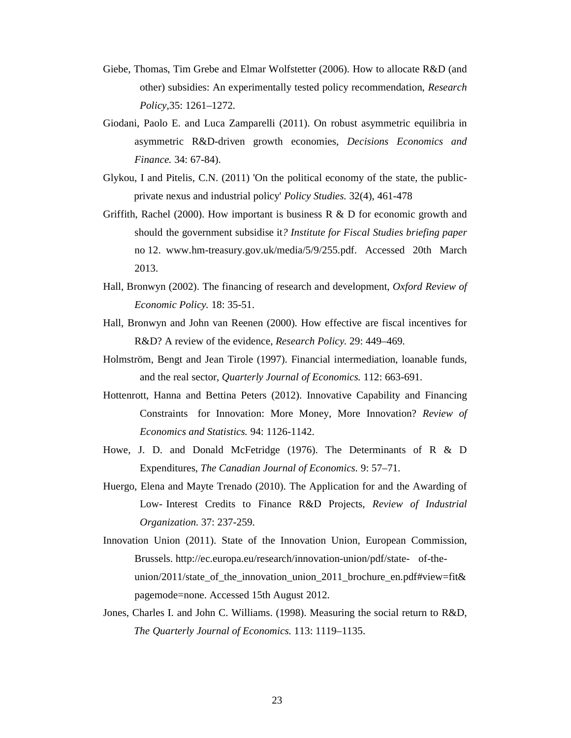Giebe, Thomas, Tim Grebe and Elmar Wolfstetter (2006). How to allocate R&D (and other) subsidies: An experimentally tested policy recommendation, *Research Policy*,35: 1261–1272.

Giodani, Paolo E. and Luca Zamparelli (2011). On robust asymmetric equilibria in asymmetric R&D-driven growth economies, *Decisions Economics and Finance.* 34: 67-84).

Glykou, I and Pitelis, C.N. (2011) 'On the political economy of the state, the public-private nexus and industrial policy' *Policy Studies.* 32(4), 461-478

Griffith, Rachel (2000). How important is business R & D for economic growth and should the government subsidise it*? Institute for Fiscal Studies briefing paper* no 12. www.hm-treasury.gov.uk/media/5/9/255.pdf. Accessed 20th March 2013.

Hall, Bronwyn (2002). The financing of research and development, *Oxford Review of Economic Policy.* 18: 35-51.

Hall, Bronwyn and John van Reenen (2000). How effective are fiscal incentives for R&D? A review of the evidence, *Research Policy.* 29: 449–469.

Holmström, Bengt and Jean Tirole (1997). Financial intermediation, loanable funds, and the real sector, *Quarterly Journal of Economics.* 112: 663-691.

Hottenrott, Hanna and Bettina Peters (2012). Innovative Capability and Financing Constraints for Innovation: More Money, More Innovation? *Review of Economics and Statistics.* 94: 1126-1142.

Howe, J. D. and Donald McFetridge (1976). The Determinants of R & D Expenditures, *The Canadian Journal of Economics*. 9: 57–71.

Huergo, Elena and Mayte Trenado (2010). The Application for and the Awarding of Low- Interest Credits to Finance R&D Projects, *Review of Industrial Organization.* 37: 237-259.

Innovation Union (2011). State of the Innovation Union, European Commission, Brussels. http://ec.europa.eu/research/innovation-union/pdf/state- of-the-union/2011/state_of_the_innovation_union_2011_brochure_en.pdf#view=fit&pagemode=none. Accessed 15th August 2012.

Jones, Charles I. and John C. Williams. (1998). Measuring the social return to R&D, *The Quarterly Journal of Economics.* 113: 1119–1135.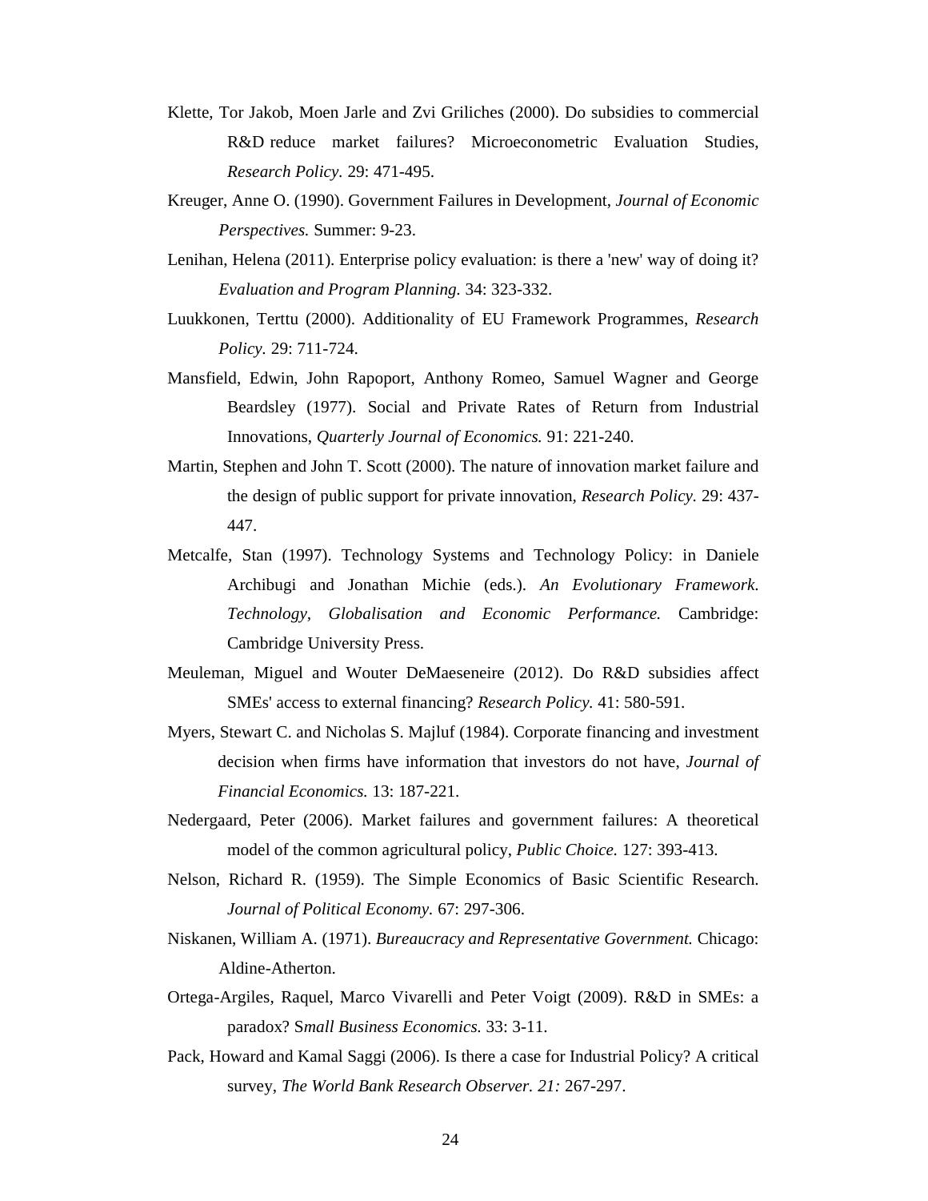Klette, Tor Jakob, Moen Jarle and Zvi Griliches (2000). Do subsidies to commercial R&D reduce market failures? Microeconometric Evaluation Studies, *Research Policy.* 29: 471-495.

Kreuger, Anne O. (1990). Government Failures in Development, *Journal of Economic Perspectives.* Summer: 9-23.

Lenihan, Helena (2011). Enterprise policy evaluation: is there a 'new' way of doing it? *Evaluation and Program Planning.* 34: 323-332.

Luukkonen, Terttu (2000). Additionality of EU Framework Programmes, *Research Policy.* 29: 711-724.

Mansfield, Edwin, John Rapoport, Anthony Romeo, Samuel Wagner and George Beardsley (1977). Social and Private Rates of Return from Industrial Innovations, *Quarterly Journal of Economics.* 91: 221-240.

Martin, Stephen and John T. Scott (2000). The nature of innovation market failure and the design of public support for private innovation, *Research Policy.* 29: 437-447.

Metcalfe, Stan (1997). Technology Systems and Technology Policy: in Daniele Archibugi and Jonathan Michie (eds.). *An Evolutionary Framework. Technology, Globalisation and Economic Performance.* Cambridge: Cambridge University Press.

Meuleman, Miguel and Wouter DeMaeseneire (2012). Do R&D subsidies affect SMEs' access to external financing? *Research Policy.* 41: 580-591.

Myers, Stewart C. and Nicholas S. Majluf (1984). Corporate financing and investment decision when firms have information that investors do not have, *Journal of Financial Economics.* 13: 187-221.

Nedergaard, Peter (2006). Market failures and government failures: A theoretical model of the common agricultural policy, *Public Choice.* 127: 393-413.

Nelson, Richard R. (1959). The Simple Economics of Basic Scientific Research. *Journal of Political Economy.* 67: 297-306.

Niskanen, William A. (1971). *Bureaucracy and Representative Government.* Chicago: Aldine-Atherton.

Ortega-Argiles, Raquel, Marco Vivarelli and Peter Voigt (2009). R&D in SMEs: a paradox? S*mall Business Economics.* 33: 3-11.

Pack, Howard and Kamal Saggi (2006). Is there a case for Industrial Policy? A critical survey, *The World Bank Research Observer. 21:* 267-297.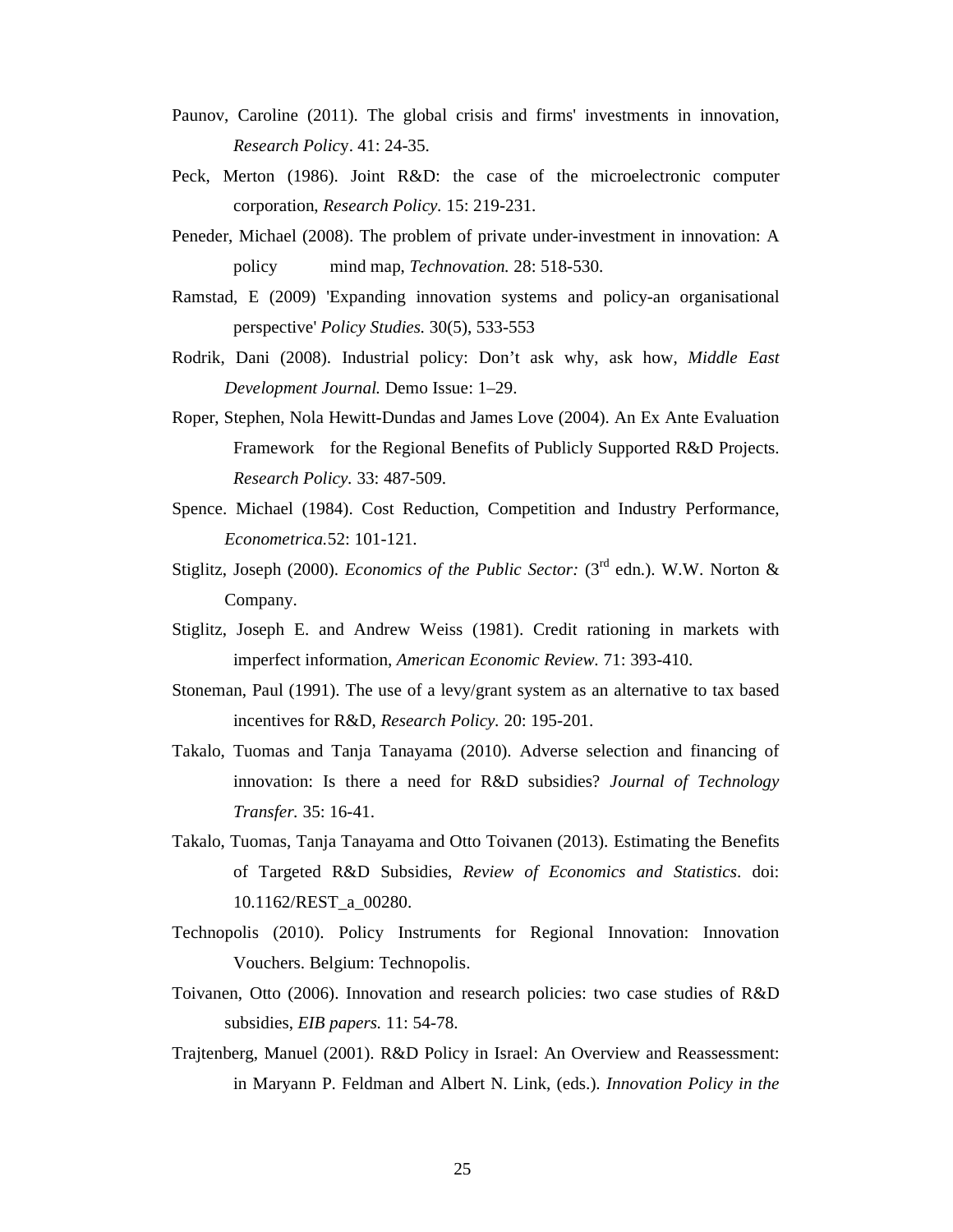Paunov, Caroline (2011). The global crisis and firms' investments in innovation, *Research Policy*. 41: 24-35.

Peck, Merton (1986). Joint R&D: the case of the microelectronic computer corporation, *Research Policy.* 15: 219-231.

Peneder, Michael (2008). The problem of private under-investment in innovation: A policy mind map, *Technovation.* 28: 518-530.

Ramstad, E (2009) 'Expanding innovation systems and policy-an organisational perspective' *Policy Studies.* 30(5), 533-553

Rodrik, Dani (2008). Industrial policy: Don't ask why, ask how, *Middle East Development Journal.* Demo Issue: 1–29.

Roper, Stephen, Nola Hewitt-Dundas and James Love (2004). An Ex Ante Evaluation Framework for the Regional Benefits of Publicly Supported R&D Projects. *Research Policy.* 33: 487-509.

Spence. Michael (1984). Cost Reduction, Competition and Industry Performance, *Econometrica.*52: 101-121.

Stiglitz, Joseph (2000). *Economics of the Public Sector:* (3rd edn.). W.W. Norton & Company.

Stiglitz, Joseph E. and Andrew Weiss (1981). Credit rationing in markets with imperfect information, *American Economic Review.* 71: 393-410.

Stoneman, Paul (1991). The use of a levy/grant system as an alternative to tax based incentives for R&D, *Research Policy.* 20: 195-201.

Takalo, Tuomas and Tanja Tanayama (2010). Adverse selection and financing of innovation: Is there a need for R&D subsidies? *Journal of Technology Transfer.* 35: 16-41.

Takalo, Tuomas, Tanja Tanayama and Otto Toivanen (2013). Estimating the Benefits of Targeted R&D Subsidies, *Review of Economics and Statistics*. doi: 10.1162/REST_a_00280.

Technopolis (2010). Policy Instruments for Regional Innovation: Innovation Vouchers. Belgium: Technopolis.

Toivanen, Otto (2006). Innovation and research policies: two case studies of R&D subsidies, *EIB papers.* 11: 54-78.

Trajtenberg, Manuel (2001). R&D Policy in Israel: An Overview and Reassessment: in Maryann P. Feldman and Albert N. Link, (eds.). *Innovation Policy in the*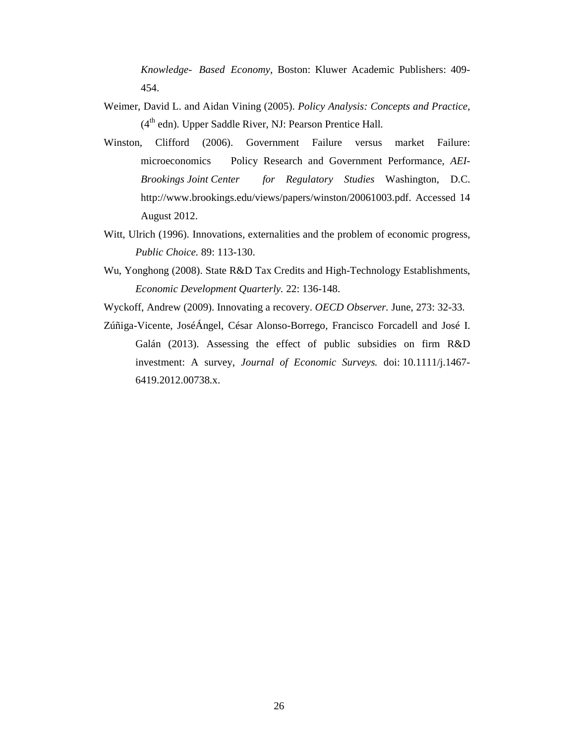*Knowledge- Based Economy*, Boston: Kluwer Academic Publishers: 409-454.

Weimer, David L. and Aidan Vining (2005). *Policy Analysis: Concepts and Practice*, (4th edn). Upper Saddle River, NJ: Pearson Prentice Hall.

Winston, Clifford (2006). Government Failure versus market Failure: microeconomics Policy Research and Government Performance, *AEI-Brookings Joint Center for Regulatory Studies* Washington, D.C. http://www.brookings.edu/views/papers/winston/20061003.pdf. Accessed 14 August 2012.

Witt, Ulrich (1996). Innovations, externalities and the problem of economic progress, *Public Choice.* 89: 113-130.

Wu, Yonghong (2008). State R&D Tax Credits and High-Technology Establishments, *Economic Development Quarterly.* 22: 136-148.

Wyckoff, Andrew (2009). Innovating a recovery. *OECD Observer.* June, 273: 32-33.

Zúñiga-Vicente, JoséÁngel, César Alonso-Borrego, Francisco Forcadell and José I. Galán (2013). Assessing the effect of public subsidies on firm R&D investment: A survey, *Journal of Economic Surveys.* doi: 10.1111/j.1467-6419.2012.00738.x.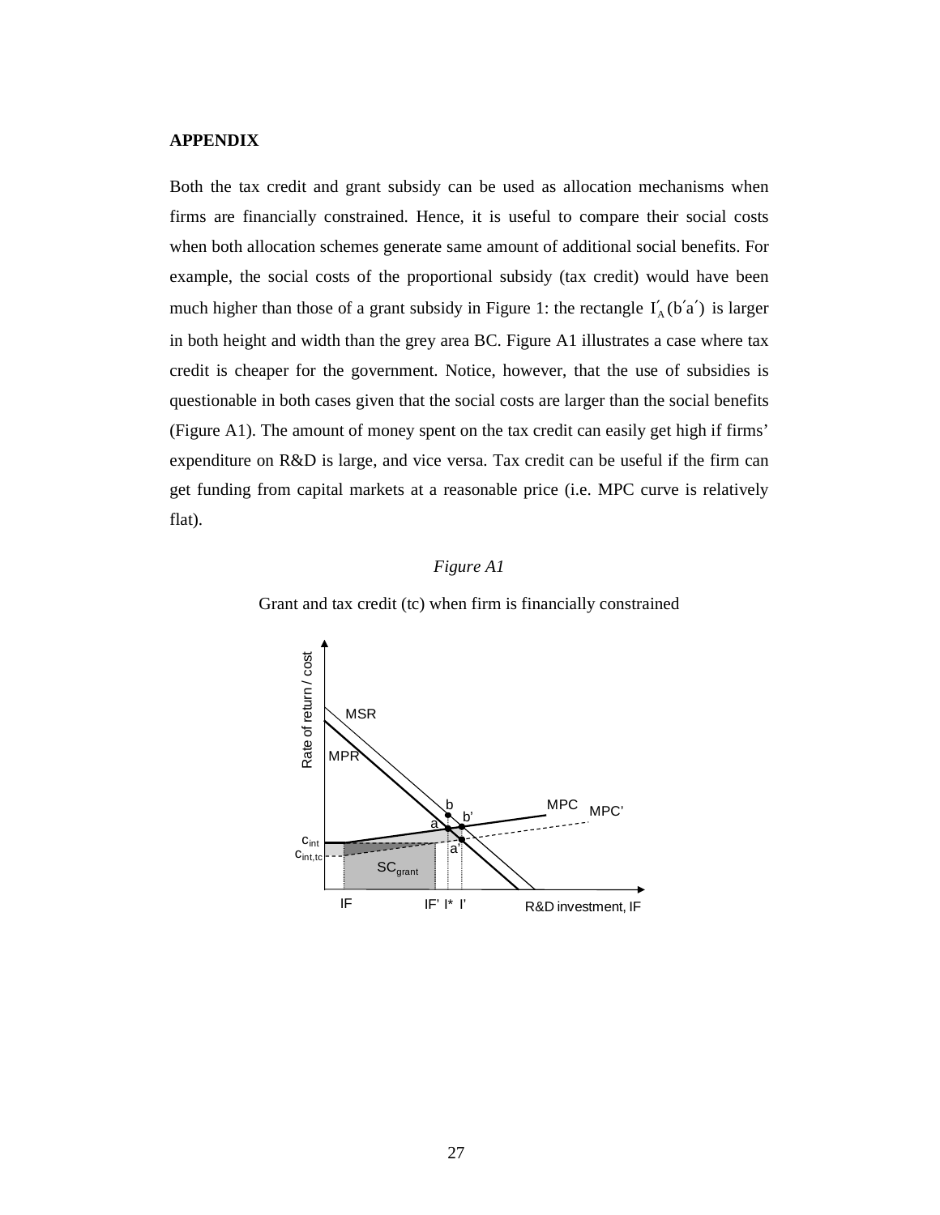**APPENDIX**

Both the tax credit and grant subsidy can be used as allocation mechanisms when firms are financially constrained. Hence, it is useful to compare their social costs when both allocation schemes generate same amount of additional social benefits. For example, the social costs of the proportional subsidy (tax credit) would have been much higher than those of a grant subsidy in Figure 1: the rectangle $I'_A(b'a')$ is larger in both height and width than the grey area BC. Figure A1 illustrates a case where tax credit is cheaper for the government. Notice, however, that the use of subsidies is questionable in both cases given that the social costs are larger than the social benefits (Figure A1). The amount of money spent on the tax credit can easily get high if firms' expenditure on R&D is large, and vice versa. Tax credit can be useful if the firm can get funding from capital markets at a reasonable price (i.e. MPC curve is relatively flat).

*Figure A1*

Grant and tax credit (tc) when firm is financially constrained

Rate of return / cost

MSR

MPR

MPC

MPC'

b

b'

a

a'

$c_{int}$

$c_{int,tc}$

$SC_{grant}$

IF

IF'

I*

I'

R&D investment, IF